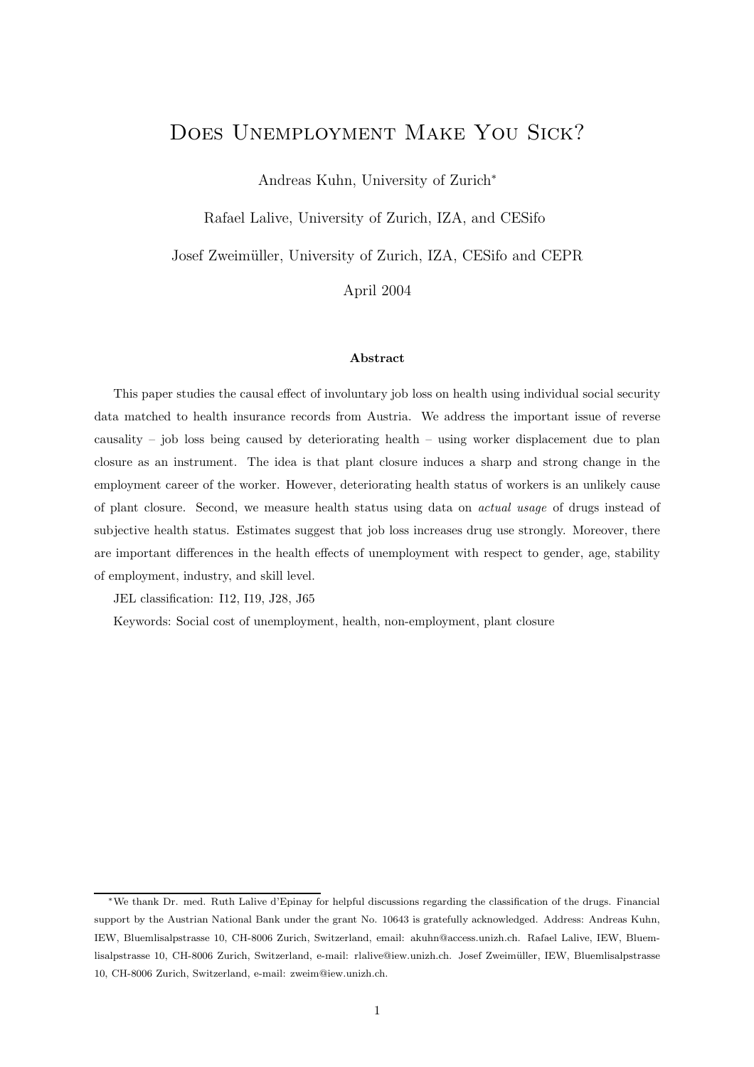# Does Unemployment Make You Sick?

Andreas Kuhn, University of Zurich*

Rafael Lalive, University of Zurich, IZA, and CESifo

Josef Zweimüller, University of Zurich, IZA, CESifo and CEPR

April 2004

### Abstract

This paper studies the causal effect of involuntary job loss on health using individual social security data matched to health insurance records from Austria. We address the important issue of reverse causality – job loss being caused by deteriorating health – using worker displacement due to plan closure as an instrument. The idea is that plant closure induces a sharp and strong change in the employment career of the worker. However, deteriorating health status of workers is an unlikely cause of plant closure. Second, we measure health status using data on *actual usage* of drugs instead of subjective health status. Estimates suggest that job loss increases drug use strongly. Moreover, there are important differences in the health effects of unemployment with respect to gender, age, stability of employment, industry, and skill level.

JEL classification: I12, I19, J28, J65

Keywords: Social cost of unemployment, health, non-employment, plant closure

*We thank Dr. med. Ruth Lalive d'Epinay for helpful discussions regarding the classification of the drugs. Financial support by the Austrian National Bank under the grant No. 10643 is gratefully acknowledged. Address: Andreas Kuhn, IEW, Bluemlisalpstrasse 10, CH-8006 Zurich, Switzerland, email: akuhn@access.unizh.ch. Rafael Lalive, IEW, Bluemlisalpstrasse 10, CH-8006 Zurich, Switzerland, e-mail: rlalive@iew.unizh.ch. Josef Zweimüller, IEW, Bluemlisalpstrasse 10, CH-8006 Zurich, Switzerland, e-mail: zweim@iew.unizh.ch.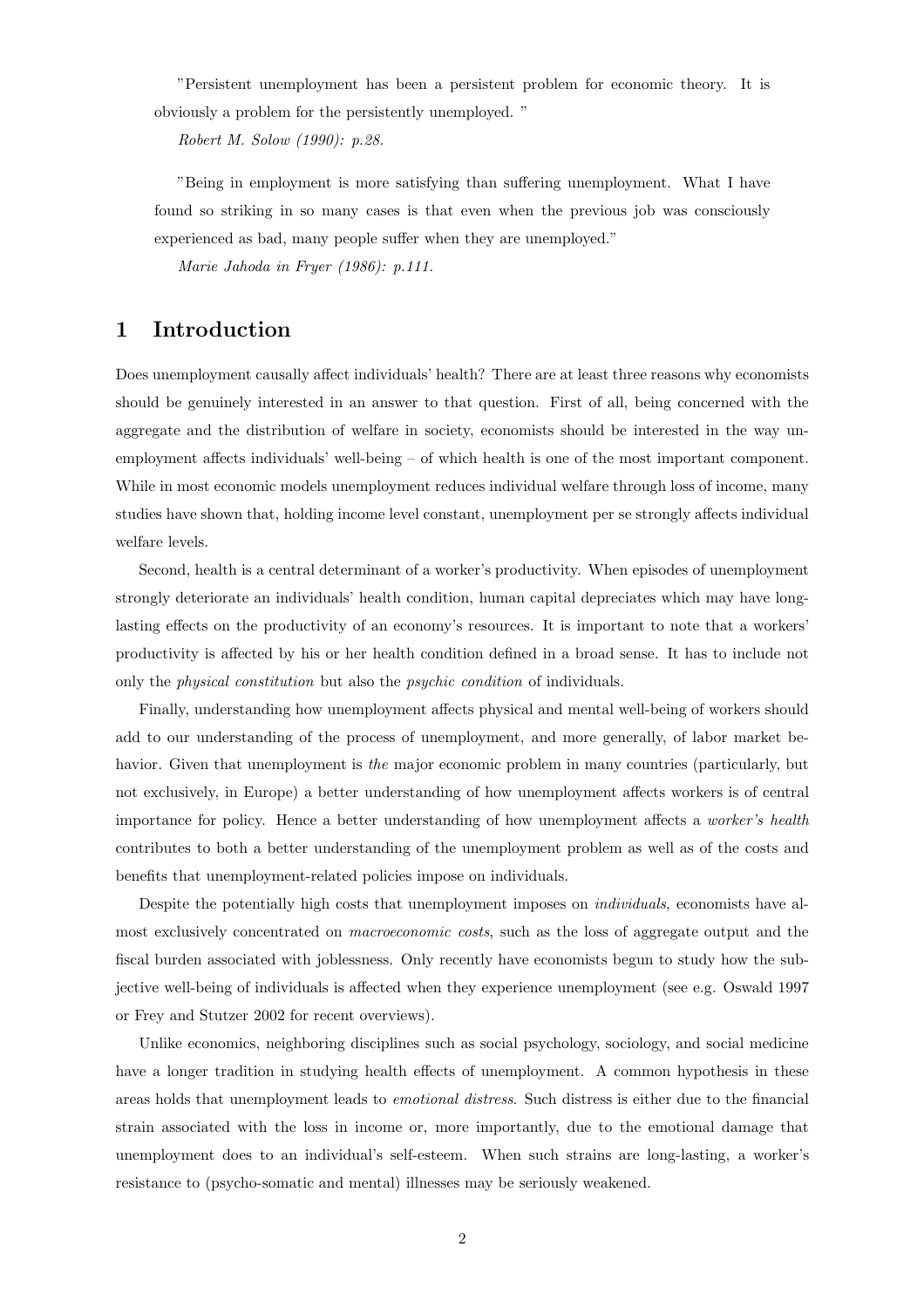"Persistent unemployment has been a persistent problem for economic theory. It is obviously a problem for the persistently unemployed. "

*Robert M. Solow (1990): p.28.*

"Being in employment is more satisfying than suffering unemployment. What I have found so striking in so many cases is that even when the previous job was consciously experienced as bad, many people suffer when they are unemployed."

*Marie Jahoda in Fryer (1986): p.111.*

## 1 Introduction

Does unemployment causally affect individuals' health? There are at least three reasons why economists should be genuinely interested in an answer to that question. First of all, being concerned with the aggregate and the distribution of welfare in society, economists should be interested in the way unemployment affects individuals' well-being – of which health is one of the most important component. While in most economic models unemployment reduces individual welfare through loss of income, many studies have shown that, holding income level constant, unemployment per se strongly affects individual welfare levels.

Second, health is a central determinant of a worker's productivity. When episodes of unemployment strongly deteriorate an individuals' health condition, human capital depreciates which may have long-lasting effects on the productivity of an economy's resources. It is important to note that a workers' productivity is affected by his or her health condition defined in a broad sense. It has to include not only the *physical constitution* but also the *psychic condition* of individuals.

Finally, understanding how unemployment affects physical and mental well-being of workers should add to our understanding of the process of unemployment, and more generally, of labor market behavior. Given that unemployment is *the* major economic problem in many countries (particularly, but not exclusively, in Europe) a better understanding of how unemployment affects workers is of central importance for policy. Hence a better understanding of how unemployment affects a *worker's health* contributes to both a better understanding of the unemployment problem as well as of the costs and benefits that unemployment-related policies impose on individuals.

Despite the potentially high costs that unemployment imposes on *individuals*, economists have almost exclusively concentrated on *macroeconomic costs*, such as the loss of aggregate output and the fiscal burden associated with joblessness. Only recently have economists begun to study how the subjective well-being of individuals is affected when they experience unemployment (see e.g. Oswald 1997 or Frey and Stutzer 2002 for recent overviews).

Unlike economics, neighboring disciplines such as social psychology, sociology, and social medicine have a longer tradition in studying health effects of unemployment. A common hypothesis in these areas holds that unemployment leads to *emotional distress*. Such distress is either due to the financial strain associated with the loss in income or, more importantly, due to the emotional damage that unemployment does to an individual's self-esteem. When such strains are long-lasting, a worker's resistance to (psycho-somatic and mental) illnesses may be seriously weakened.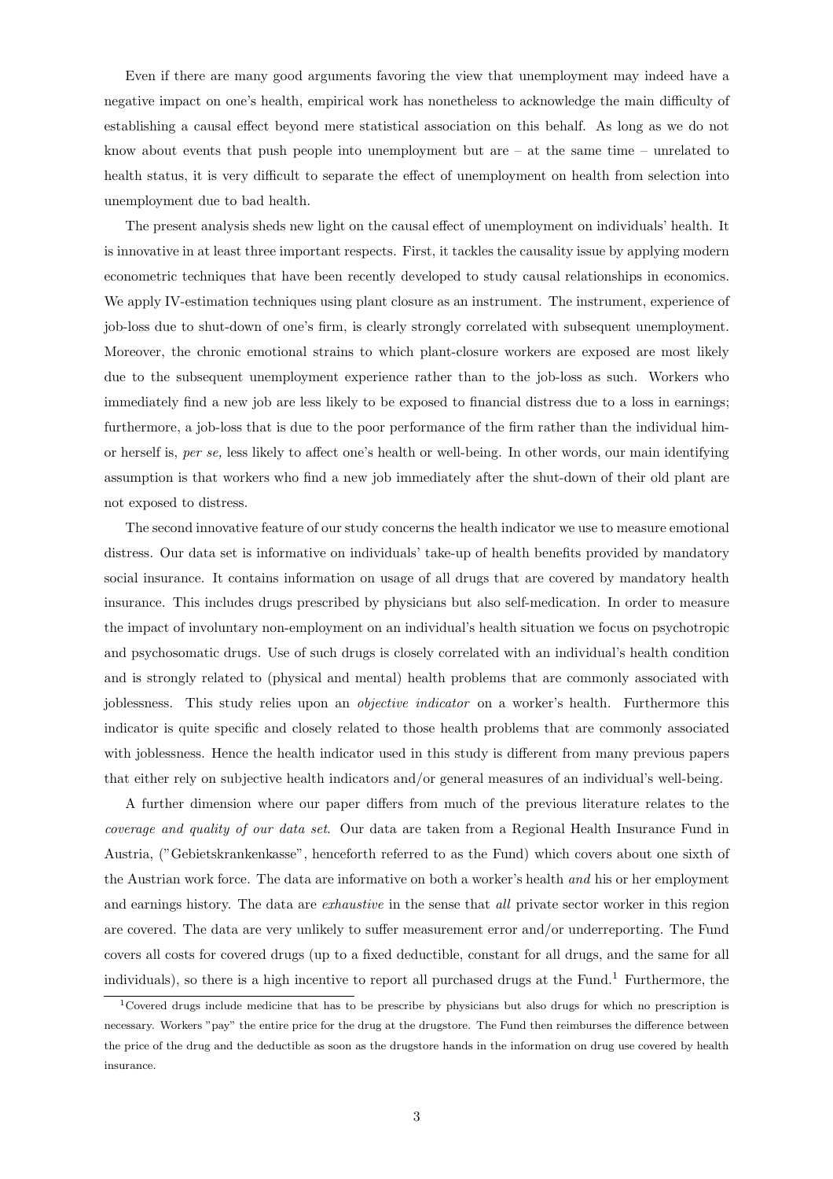Even if there are many good arguments favoring the view that unemployment may indeed have a negative impact on one's health, empirical work has nonetheless to acknowledge the main difficulty of establishing a causal effect beyond mere statistical association on this behalf. As long as we do not know about events that push people into unemployment but are – at the same time – unrelated to health status, it is very difficult to separate the effect of unemployment on health from selection into unemployment due to bad health.

The present analysis sheds new light on the causal effect of unemployment on individuals' health. It is innovative in at least three important respects. First, it tackles the causality issue by applying modern econometric techniques that have been recently developed to study causal relationships in economics. We apply IV-estimation techniques using plant closure as an instrument. The instrument, experience of job-loss due to shut-down of one's firm, is clearly strongly correlated with subsequent unemployment. Moreover, the chronic emotional strains to which plant-closure workers are exposed are most likely due to the subsequent unemployment experience rather than to the job-loss as such. Workers who immediately find a new job are less likely to be exposed to financial distress due to a loss in earnings; furthermore, a job-loss that is due to the poor performance of the firm rather than the individual him- or herself is, *per se,* less likely to affect one's health or well-being. In other words, our main identifying assumption is that workers who find a new job immediately after the shut-down of their old plant are not exposed to distress.

The second innovative feature of our study concerns the health indicator we use to measure emotional distress. Our data set is informative on individuals' take-up of health benefits provided by mandatory social insurance. It contains information on usage of all drugs that are covered by mandatory health insurance. This includes drugs prescribed by physicians but also self-medication. In order to measure the impact of involuntary non-employment on an individual's health situation we focus on psychotropic and psychosomatic drugs. Use of such drugs is closely correlated with an individual's health condition and is strongly related to (physical and mental) health problems that are commonly associated with joblessness. This study relies upon an *objective indicator* on a worker's health. Furthermore this indicator is quite specific and closely related to those health problems that are commonly associated with joblessness. Hence the health indicator used in this study is different from many previous papers that either rely on subjective health indicators and/or general measures of an individual's well-being.

A further dimension where our paper differs from much of the previous literature relates to the *coverage and quality of our data set*. Our data are taken from a Regional Health Insurance Fund in Austria, ("Gebietskrankenkasse", henceforth referred to as the Fund) which covers about one sixth of the Austrian work force. The data are informative on both a worker's health *and* his or her employment and earnings history. The data are *exhaustive* in the sense that *all* private sector worker in this region are covered. The data are very unlikely to suffer measurement error and/or underreporting. The Fund covers all costs for covered drugs (up to a fixed deductible, constant for all drugs, and the same for all individuals), so there is a high incentive to report all purchased drugs at the Fund.[1] Furthermore, the

[1] Covered drugs include medicine that has to be prescribe by physicians but also drugs for which no prescription is necessary. Workers "pay" the entire price for the drug at the drugstore. The Fund then reimburses the difference between the price of the drug and the deductible as soon as the drugstore hands in the information on drug use covered by health insurance.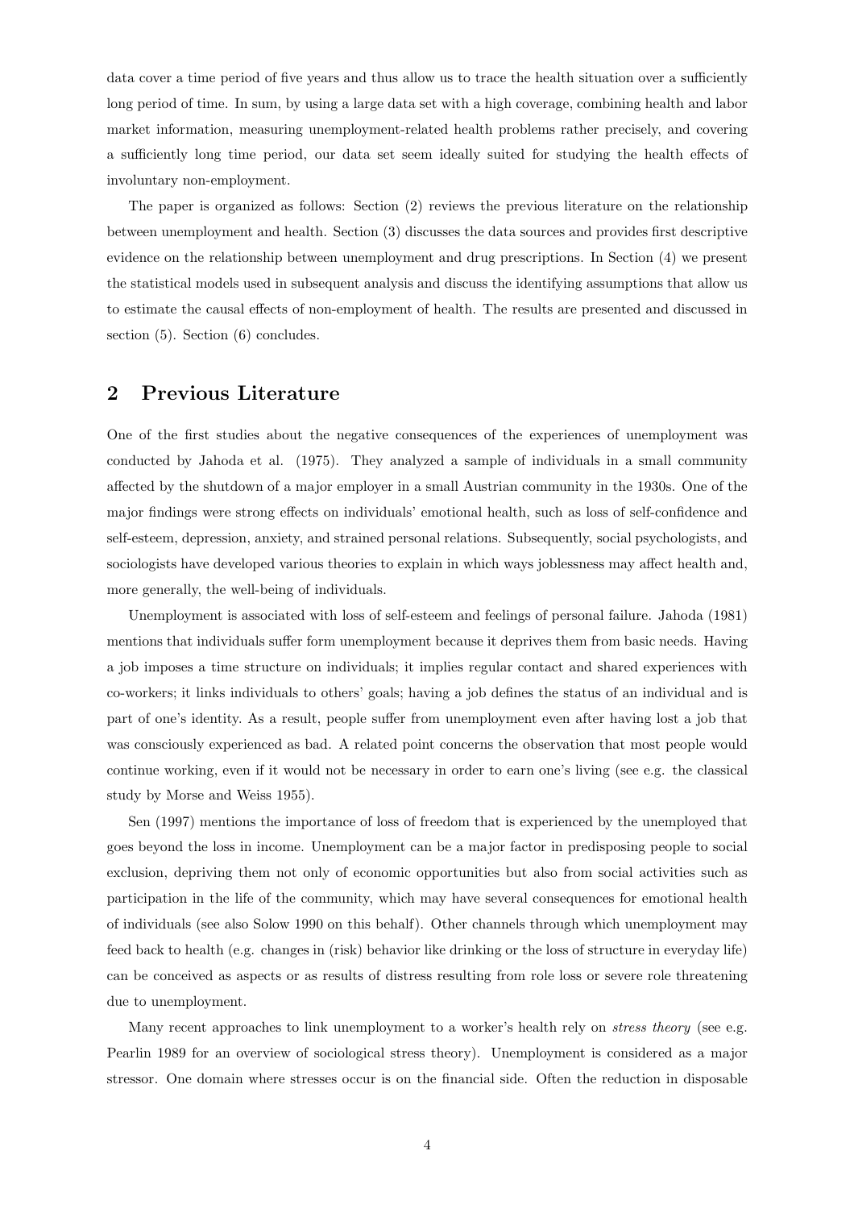data cover a time period of five years and thus allow us to trace the health situation over a sufficiently long period of time. In sum, by using a large data set with a high coverage, combining health and labor market information, measuring unemployment-related health problems rather precisely, and covering a sufficiently long time period, our data set seem ideally suited for studying the health effects of involuntary non-employment.

The paper is organized as follows: Section (2) reviews the previous literature on the relationship between unemployment and health. Section (3) discusses the data sources and provides first descriptive evidence on the relationship between unemployment and drug prescriptions. In Section (4) we present the statistical models used in subsequent analysis and discuss the identifying assumptions that allow us to estimate the causal effects of non-employment of health. The results are presented and discussed in section (5). Section (6) concludes.

## 2 Previous Literature

One of the first studies about the negative consequences of the experiences of unemployment was conducted by Jahoda et al. (1975). They analyzed a sample of individuals in a small community affected by the shutdown of a major employer in a small Austrian community in the 1930s. One of the major findings were strong effects on individuals' emotional health, such as loss of self-confidence and self-esteem, depression, anxiety, and strained personal relations. Subsequently, social psychologists, and sociologists have developed various theories to explain in which ways joblessness may affect health and, more generally, the well-being of individuals.

Unemployment is associated with loss of self-esteem and feelings of personal failure. Jahoda (1981) mentions that individuals suffer form unemployment because it deprives them from basic needs. Having a job imposes a time structure on individuals; it implies regular contact and shared experiences with co-workers; it links individuals to others' goals; having a job defines the status of an individual and is part of one's identity. As a result, people suffer from unemployment even after having lost a job that was consciously experienced as bad. A related point concerns the observation that most people would continue working, even if it would not be necessary in order to earn one's living (see e.g. the classical study by Morse and Weiss 1955).

Sen (1997) mentions the importance of loss of freedom that is experienced by the unemployed that goes beyond the loss in income. Unemployment can be a major factor in predisposing people to social exclusion, depriving them not only of economic opportunities but also from social activities such as participation in the life of the community, which may have several consequences for emotional health of individuals (see also Solow 1990 on this behalf). Other channels through which unemployment may feed back to health (e.g. changes in (risk) behavior like drinking or the loss of structure in everyday life) can be conceived as aspects or as results of distress resulting from role loss or severe role threatening due to unemployment.

Many recent approaches to link unemployment to a worker's health rely on *stress theory* (see e.g. Pearlin 1989 for an overview of sociological stress theory). Unemployment is considered as a major stressor. One domain where stresses occur is on the financial side. Often the reduction in disposable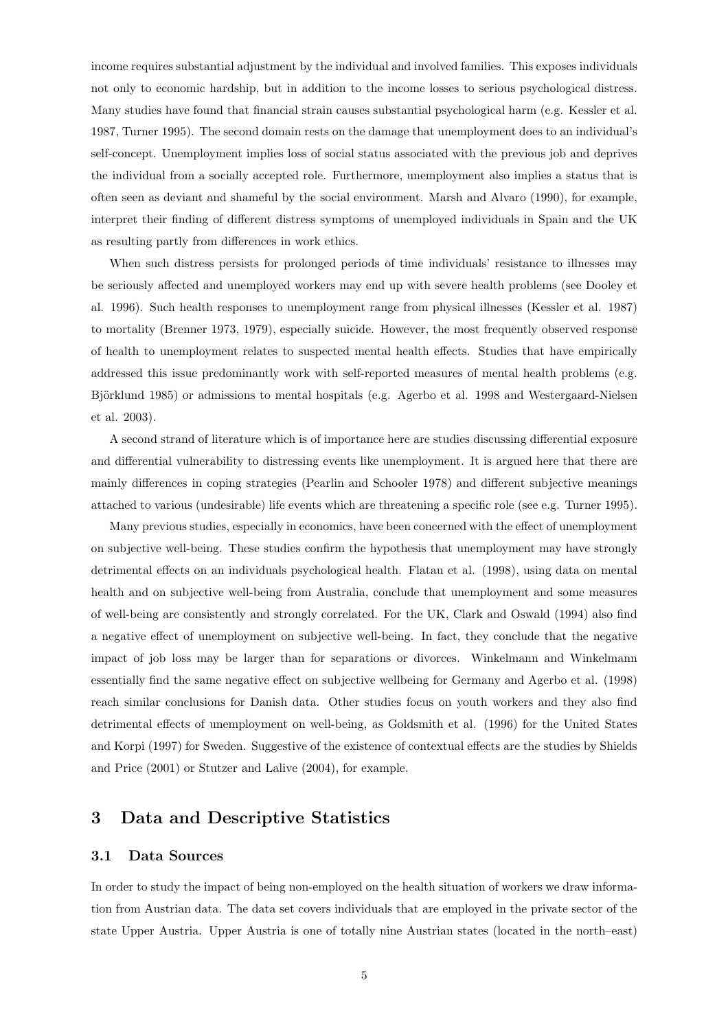income requires substantial adjustment by the individual and involved families. This exposes individuals not only to economic hardship, but in addition to the income losses to serious psychological distress. Many studies have found that financial strain causes substantial psychological harm (e.g. Kessler et al. 1987, Turner 1995). The second domain rests on the damage that unemployment does to an individual's self-concept. Unemployment implies loss of social status associated with the previous job and deprives the individual from a socially accepted role. Furthermore, unemployment also implies a status that is often seen as deviant and shameful by the social environment. Marsh and Alvaro (1990), for example, interpret their finding of different distress symptoms of unemployed individuals in Spain and the UK as resulting partly from differences in work ethics.

When such distress persists for prolonged periods of time individuals' resistance to illnesses may be seriously affected and unemployed workers may end up with severe health problems (see Dooley et al. 1996). Such health responses to unemployment range from physical illnesses (Kessler et al. 1987) to mortality (Brenner 1973, 1979), especially suicide. However, the most frequently observed response of health to unemployment relates to suspected mental health effects. Studies that have empirically addressed this issue predominantly work with self-reported measures of mental health problems (e.g. Björklund 1985) or admissions to mental hospitals (e.g. Agerbo et al. 1998 and Westergaard-Nielsen et al. 2003).

A second strand of literature which is of importance here are studies discussing differential exposure and differential vulnerability to distressing events like unemployment. It is argued here that there are mainly differences in coping strategies (Pearlin and Schooler 1978) and different subjective meanings attached to various (undesirable) life events which are threatening a specific role (see e.g. Turner 1995).

Many previous studies, especially in economics, have been concerned with the effect of unemployment on subjective well-being. These studies confirm the hypothesis that unemployment may have strongly detrimental effects on an individuals psychological health. Flatau et al. (1998), using data on mental health and on subjective well-being from Australia, conclude that unemployment and some measures of well-being are consistently and strongly correlated. For the UK, Clark and Oswald (1994) also find a negative effect of unemployment on subjective well-being. In fact, they conclude that the negative impact of job loss may be larger than for separations or divorces. Winkelmann and Winkelmann essentially find the same negative effect on subjective wellbeing for Germany and Agerbo et al. (1998) reach similar conclusions for Danish data. Other studies focus on youth workers and they also find detrimental effects of unemployment on well-being, as Goldsmith et al. (1996) for the United States and Korpi (1997) for Sweden. Suggestive of the existence of contextual effects are the studies by Shields and Price (2001) or Stutzer and Lalive (2004), for example.

# 3 Data and Descriptive Statistics

## 3.1 Data Sources

In order to study the impact of being non-employed on the health situation of workers we draw information from Austrian data. The data set covers individuals that are employed in the private sector of the state Upper Austria. Upper Austria is one of totally nine Austrian states (located in the north–east)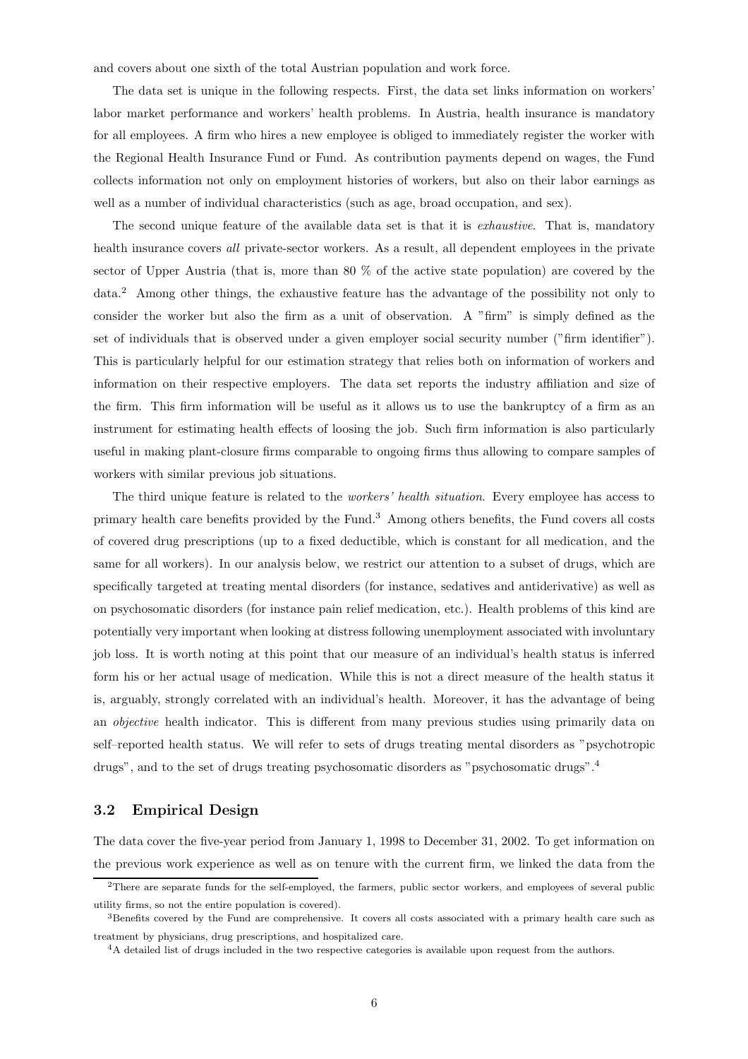and covers about one sixth of the total Austrian population and work force.

The data set is unique in the following respects. First, the data set links information on workers' labor market performance and workers' health problems. In Austria, health insurance is mandatory for all employees. A firm who hires a new employee is obliged to immediately register the worker with the Regional Health Insurance Fund or Fund. As contribution payments depend on wages, the Fund collects information not only on employment histories of workers, but also on their labor earnings as well as a number of individual characteristics (such as age, broad occupation, and sex).

The second unique feature of the available data set is that it is *exhaustive*. That is, mandatory health insurance covers *all* private-sector workers. As a result, all dependent employees in the private sector of Upper Austria (that is, more than 80 % of the active state population) are covered by the data.[2] Among other things, the exhaustive feature has the advantage of the possibility not only to consider the worker but also the firm as a unit of observation. A "firm" is simply defined as the set of individuals that is observed under a given employer social security number ("firm identifier"). This is particularly helpful for our estimation strategy that relies both on information of workers and information on their respective employers. The data set reports the industry affiliation and size of the firm. This firm information will be useful as it allows us to use the bankruptcy of a firm as an instrument for estimating health effects of loosing the job. Such firm information is also particularly useful in making plant-closure firms comparable to ongoing firms thus allowing to compare samples of workers with similar previous job situations.

The third unique feature is related to the *workers' health situation*. Every employee has access to primary health care benefits provided by the Fund.[3] Among others benefits, the Fund covers all costs of covered drug prescriptions (up to a fixed deductible, which is constant for all medication, and the same for all workers). In our analysis below, we restrict our attention to a subset of drugs, which are specifically targeted at treating mental disorders (for instance, sedatives and antiderivative) as well as on psychosomatic disorders (for instance pain relief medication, etc.). Health problems of this kind are potentially very important when looking at distress following unemployment associated with involuntary job loss. It is worth noting at this point that our measure of an individual's health status is inferred form his or her actual usage of medication. While this is not a direct measure of the health status it is, arguably, strongly correlated with an individual's health. Moreover, it has the advantage of being an *objective* health indicator. This is different from many previous studies using primarily data on self–reported health status. We will refer to sets of drugs treating mental disorders as "psychotropic drugs", and to the set of drugs treating psychosomatic disorders as "psychosomatic drugs".[4]

### 3.2 Empirical Design

The data cover the five-year period from January 1, 1998 to December 31, 2002. To get information on the previous work experience as well as on tenure with the current firm, we linked the data from the

[2] There are separate funds for the self-employed, the farmers, public sector workers, and employees of several public utility firms, so not the entire population is covered).

[3] Benefits covered by the Fund are comprehensive. It covers all costs associated with a primary health care such as treatment by physicians, drug prescriptions, and hospitalized care.

[4] A detailed list of drugs included in the two respective categories is available upon request from the authors.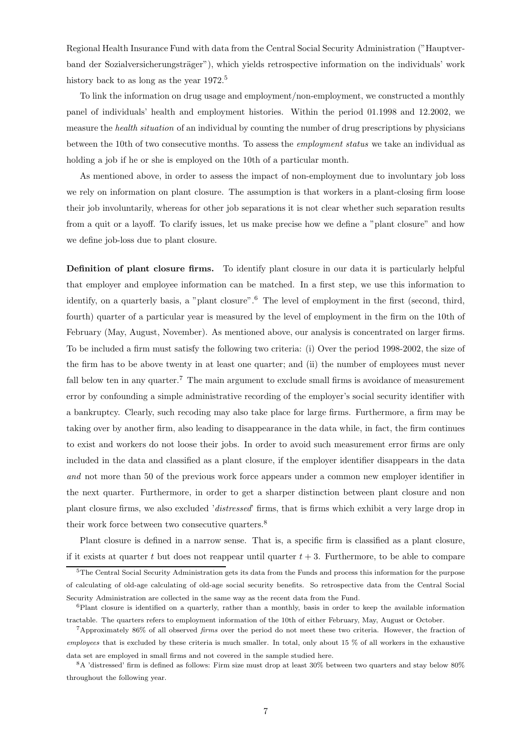Regional Health Insurance Fund with data from the Central Social Security Administration ("Hauptverband der Sozialversicherungsträger"), which yields retrospective information on the individuals' work history back to as long as the year 1972.[5]

To link the information on drug usage and employment/non-employment, we constructed a monthly panel of individuals' health and employment histories. Within the period 01.1998 and 12.2002, we measure the *health situation* of an individual by counting the number of drug prescriptions by physicians between the 10th of two consecutive months. To assess the *employment status* we take an individual as holding a job if he or she is employed on the 10th of a particular month.

As mentioned above, in order to assess the impact of non-employment due to involuntary job loss we rely on information on plant closure. The assumption is that workers in a plant-closing firm loose their job involuntarily, whereas for other job separations it is not clear whether such separation results from a quit or a layoff. To clarify issues, let us make precise how we define a "plant closure" and how we define job-loss due to plant closure.

**Definition of plant closure firms.** To identify plant closure in our data it is particularly helpful that employer and employee information can be matched. In a first step, we use this information to identify, on a quarterly basis, a "plant closure".[6] The level of employment in the first (second, third, fourth) quarter of a particular year is measured by the level of employment in the firm on the 10th of February (May, August, November). As mentioned above, our analysis is concentrated on larger firms. To be included a firm must satisfy the following two criteria: (i) Over the period 1998-2002, the size of the firm has to be above twenty in at least one quarter; and (ii) the number of employees must never fall below ten in any quarter.[7] The main argument to exclude small firms is avoidance of measurement error by confounding a simple administrative recording of the employer's social security identifier with a bankruptcy. Clearly, such recoding may also take place for large firms. Furthermore, a firm may be taking over by another firm, also leading to disappearance in the data while, in fact, the firm continues to exist and workers do not loose their jobs. In order to avoid such measurement error firms are only included in the data and classified as a plant closure, if the employer identifier disappears in the data *and* not more than 50 of the previous work force appears under a common new employer identifier in the next quarter. Furthermore, in order to get a sharper distinction between plant closure and non plant closure firms, we also excluded '*distressed*' firms, that is firms which exhibit a very large drop in their work force between two consecutive quarters.[8]

Plant closure is defined in a narrow sense. That is, a specific firm is classified as a plant closure, if it exists at quarter $t$ but does not reappear until quarter $t + 3$. Furthermore, to be able to compare

[5] The Central Social Security Administration gets its data from the Funds and process this information for the purpose of calculating of old-age calculating of old-age social security benefits. So retrospective data from the Central Social Security Administration are collected in the same way as the recent data from the Fund.

[6] Plant closure is identified on a quarterly, rather than a monthly, basis in order to keep the available information tractable. The quarters refers to employment information of the 10th of either February, May, August or October.

[7] Approximately 86% of all observed *firms* over the period do not meet these two criteria. However, the fraction of *employees* that is excluded by these criteria is much smaller. In total, only about 15 % of all workers in the exhaustive data set are employed in small firms and not covered in the sample studied here.

[8] A 'distressed' firm is defined as follows: Firm size must drop at least 30% between two quarters and stay below 80% throughout the following year.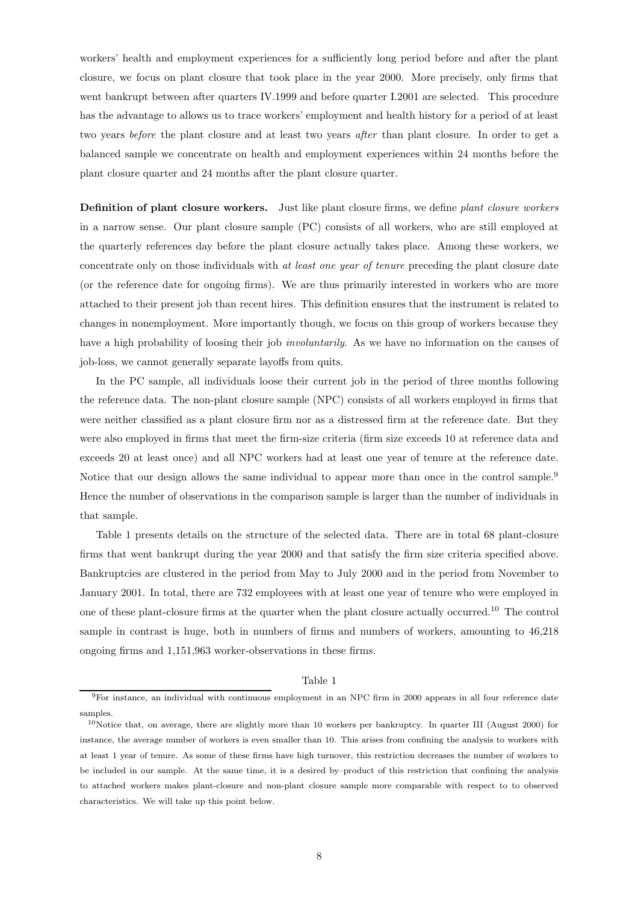workers' health and employment experiences for a sufficiently long period before and after the plant closure, we focus on plant closure that took place in the year 2000. More precisely, only firms that went bankrupt between after quarters IV.1999 and before quarter I.2001 are selected. This procedure has the advantage to allows us to trace workers' employment and health history for a period of at least two years *before* the plant closure and at least two years *after* than plant closure. In order to get a balanced sample we concentrate on health and employment experiences within 24 months before the plant closure quarter and 24 months after the plant closure quarter.

**Definition of plant closure workers.** Just like plant closure firms, we define *plant closure workers* in a narrow sense. Our plant closure sample (PC) consists of all workers, who are still employed at the quarterly references day before the plant closure actually takes place. Among these workers, we concentrate only on those individuals with *at least one year of tenure* preceding the plant closure date (or the reference date for ongoing firms). We are thus primarily interested in workers who are more attached to their present job than recent hires. This definition ensures that the instrument is related to changes in nonemployment. More importantly though, we focus on this group of workers because they have a high probability of loosing their job *involuntarily*. As we have no information on the causes of job-loss, we cannot generally separate layoffs from quits.

In the PC sample, all individuals loose their current job in the period of three months following the reference data. The non-plant closure sample (NPC) consists of all workers employed in firms that were neither classified as a plant closure firm nor as a distressed firm at the reference date. But they were also employed in firms that meet the firm-size criteria (firm size exceeds 10 at reference data and exceeds 20 at least once) and all NPC workers had at least one year of tenure at the reference date. Notice that our design allows the same individual to appear more than once in the control sample.[9] Hence the number of observations in the comparison sample is larger than the number of individuals in that sample.

Table 1 presents details on the structure of the selected data. There are in total 68 plant-closure firms that went bankrupt during the year 2000 and that satisfy the firm size criteria specified above. Bankruptcies are clustered in the period from May to July 2000 and in the period from November to January 2001. In total, there are 732 employees with at least one year of tenure who were employed in one of these plant-closure firms at the quarter when the plant closure actually occurred.[10] The control sample in contrast is huge, both in numbers of firms and numbers of workers, amounting to 46,218 ongoing firms and 1,151,963 worker-observations in these firms.

Table 1

[9] For instance, an individual with continuous employment in an NPC firm in 2000 appears in all four reference date samples.

[10] Notice that, on average, there are slightly more than 10 workers per bankruptcy. In quarter III (August 2000) for instance, the average number of workers is even smaller than 10. This arises from confining the analysis to workers with at least 1 year of tenure. As some of these firms have high turnover, this restriction decreases the number of workers to be included in our sample. At the same time, it is a desired by–product of this restriction that confining the analysis to attached workers makes plant-closure and non-plant closure sample more comparable with respect to to observed characteristics. We will take up this point below.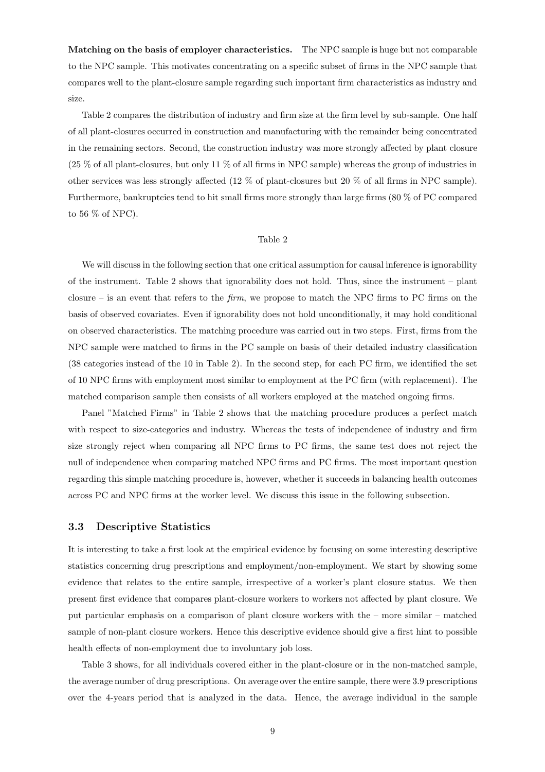**Matching on the basis of employer characteristics.** The NPC sample is huge but not comparable to the NPC sample. This motivates concentrating on a specific subset of firms in the NPC sample that compares well to the plant-closure sample regarding such important firm characteristics as industry and size.

Table 2 compares the distribution of industry and firm size at the firm level by sub-sample. One half of all plant-closures occurred in construction and manufacturing with the remainder being concentrated in the remaining sectors. Second, the construction industry was more strongly affected by plant closure (25 % of all plant-closures, but only 11 % of all firms in NPC sample) whereas the group of industries in other services was less strongly affected (12 % of plant-closures but 20 % of all firms in NPC sample). Furthermore, bankruptcies tend to hit small firms more strongly than large firms (80 % of PC compared to 56 % of NPC).

Table 2

We will discuss in the following section that one critical assumption for causal inference is ignorability of the instrument. Table 2 shows that ignorability does not hold. Thus, since the instrument – plant closure – is an event that refers to the *firm*, we propose to match the NPC firms to PC firms on the basis of observed covariates. Even if ignorability does not hold unconditionally, it may hold conditional on observed characteristics. The matching procedure was carried out in two steps. First, firms from the NPC sample were matched to firms in the PC sample on basis of their detailed industry classification (38 categories instead of the 10 in Table 2). In the second step, for each PC firm, we identified the set of 10 NPC firms with employment most similar to employment at the PC firm (with replacement). The matched comparison sample then consists of all workers employed at the matched ongoing firms.

Panel "Matched Firms" in Table 2 shows that the matching procedure produces a perfect match with respect to size-categories and industry. Whereas the tests of independence of industry and firm size strongly reject when comparing all NPC firms to PC firms, the same test does not reject the null of independence when comparing matched NPC firms and PC firms. The most important question regarding this simple matching procedure is, however, whether it succeeds in balancing health outcomes across PC and NPC firms at the worker level. We discuss this issue in the following subsection.

### 3.3 Descriptive Statistics

It is interesting to take a first look at the empirical evidence by focusing on some interesting descriptive statistics concerning drug prescriptions and employment/non-employment. We start by showing some evidence that relates to the entire sample, irrespective of a worker's plant closure status. We then present first evidence that compares plant-closure workers to workers not affected by plant closure. We put particular emphasis on a comparison of plant closure workers with the – more similar – matched sample of non-plant closure workers. Hence this descriptive evidence should give a first hint to possible health effects of non-employment due to involuntary job loss.

Table 3 shows, for all individuals covered either in the plant-closure or in the non-matched sample, the average number of drug prescriptions. On average over the entire sample, there were 3.9 prescriptions over the 4-years period that is analyzed in the data. Hence, the average individual in the sample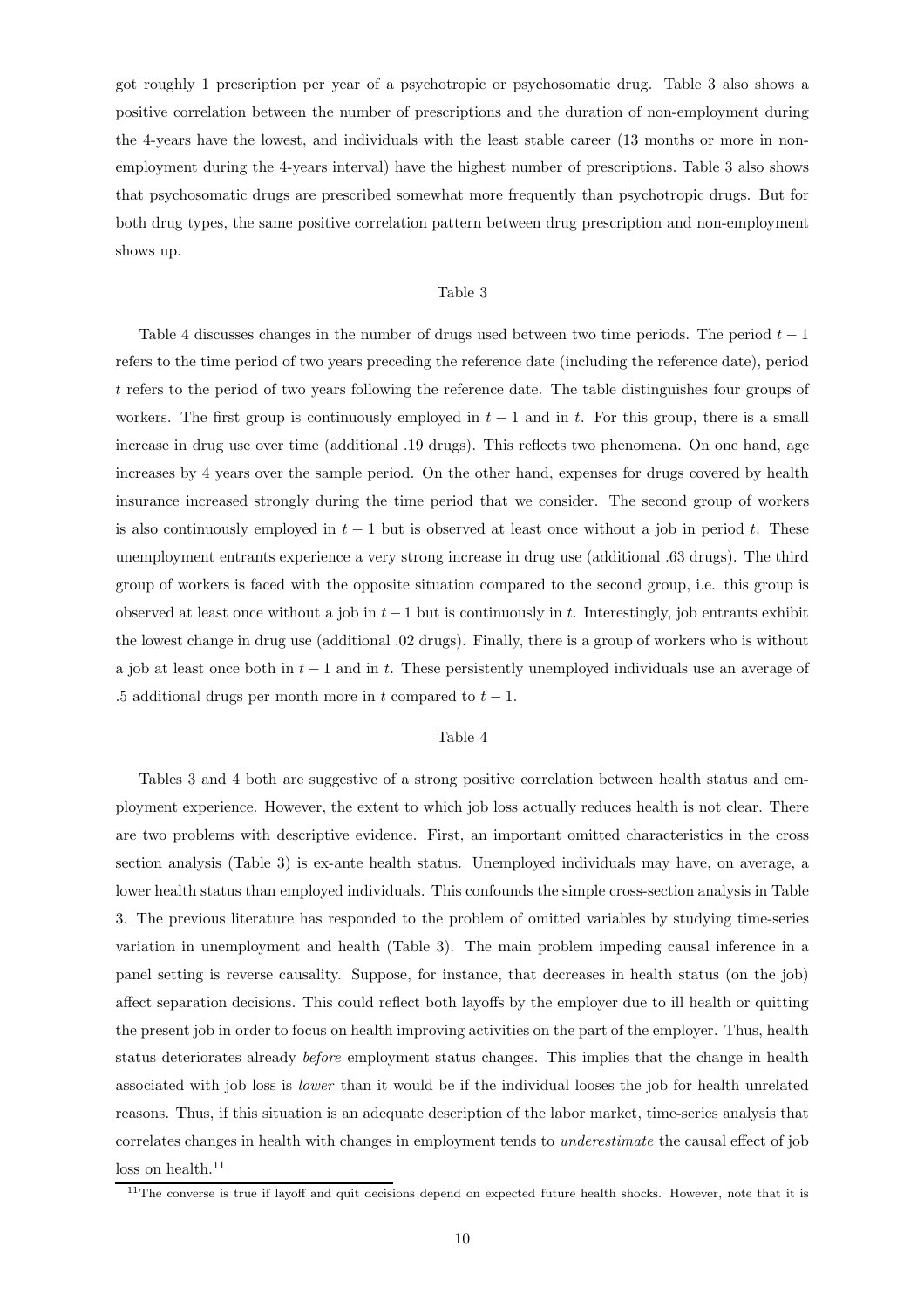got roughly 1 prescription per year of a psychotropic or psychosomatic drug. Table 3 also shows a positive correlation between the number of prescriptions and the duration of non-employment during the 4-years have the lowest, and individuals with the least stable career (13 months or more in non-employment during the 4-years interval) have the highest number of prescriptions. Table 3 also shows that psychosomatic drugs are prescribed somewhat more frequently than psychotropic drugs. But for both drug types, the same positive correlation pattern between drug prescription and non-employment shows up.

Table 3

Table 4 discusses changes in the number of drugs used between two time periods. The period $t-1$ refers to the time period of two years preceding the reference date (including the reference date), period $t$ refers to the period of two years following the reference date. The table distinguishes four groups of workers. The first group is continuously employed in $t-1$ and in $t$. For this group, there is a small increase in drug use over time (additional .19 drugs). This reflects two phenomena. On one hand, age increases by 4 years over the sample period. On the other hand, expenses for drugs covered by health insurance increased strongly during the time period that we consider. The second group of workers is also continuously employed in $t-1$ but is observed at least once without a job in period $t$. These unemployment entrants experience a very strong increase in drug use (additional .63 drugs). The third group of workers is faced with the opposite situation compared to the second group, i.e. this group is observed at least once without a job in $t-1$ but is continuously in $t$. Interestingly, job entrants exhibit the lowest change in drug use (additional .02 drugs). Finally, there is a group of workers who is without a job at least once both in $t-1$ and in $t$. These persistently unemployed individuals use an average of .5 additional drugs per month more in $t$ compared to $t-1$.

Table 4

Tables 3 and 4 both are suggestive of a strong positive correlation between health status and employment experience. However, the extent to which job loss actually reduces health is not clear. There are two problems with descriptive evidence. First, an important omitted characteristics in the cross section analysis (Table 3) is ex-ante health status. Unemployed individuals may have, on average, a lower health status than employed individuals. This confounds the simple cross-section analysis in Table 3. The previous literature has responded to the problem of omitted variables by studying time-series variation in unemployment and health (Table 3). The main problem impeding causal inference in a panel setting is reverse causality. Suppose, for instance, that decreases in health status (on the job) affect separation decisions. This could reflect both layoffs by the employer due to ill health or quitting the present job in order to focus on health improving activities on the part of the employer. Thus, health status deteriorates already *before* employment status changes. This implies that the change in health associated with job loss is *lower* than it would be if the individual looses the job for health unrelated reasons. Thus, if this situation is an adequate description of the labor market, time-series analysis that correlates changes in health with changes in employment tends to *underestimate* the causal effect of job loss on health.[11]

[11] The converse is true if layoff and quit decisions depend on expected future health shocks. However, note that it is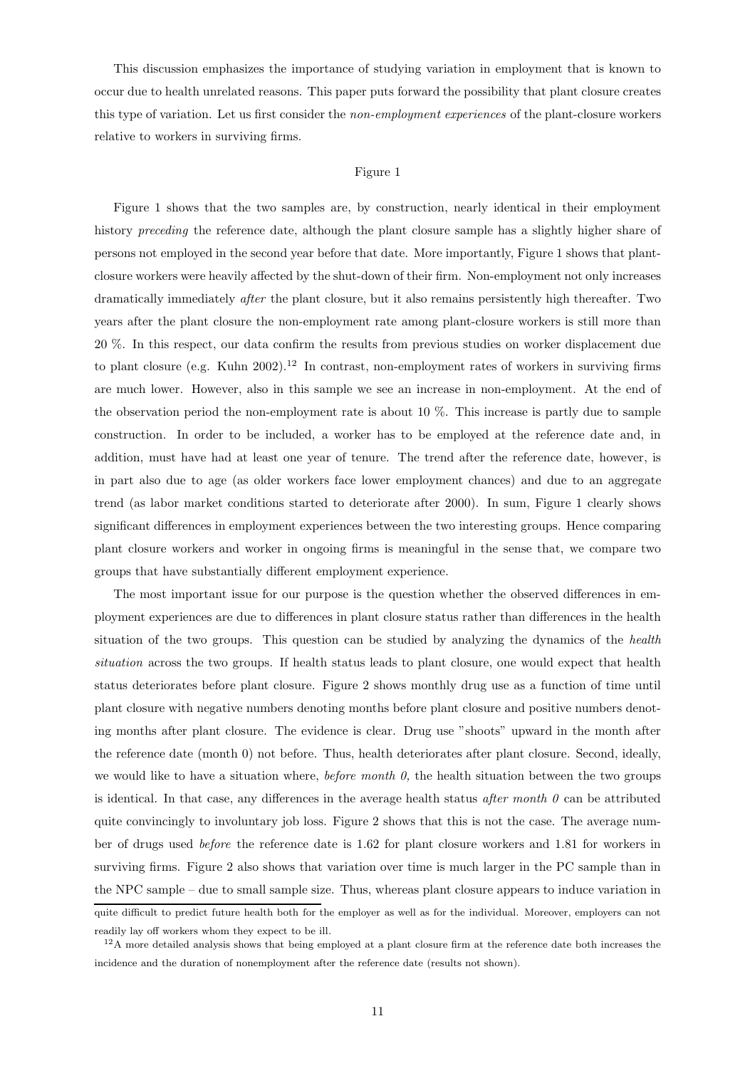This discussion emphasizes the importance of studying variation in employment that is known to occur due to health unrelated reasons. This paper puts forward the possibility that plant closure creates this type of variation. Let us first consider the *non-employment experiences* of the plant-closure workers relative to workers in surviving firms.

Figure 1

Figure 1 shows that the two samples are, by construction, nearly identical in their employment history *preceding* the reference date, although the plant closure sample has a slightly higher share of persons not employed in the second year before that date. More importantly, Figure 1 shows that plant-closure workers were heavily affected by the shut-down of their firm. Non-employment not only increases dramatically immediately *after* the plant closure, but it also remains persistently high thereafter. Two years after the plant closure the non-employment rate among plant-closure workers is still more than 20 %. In this respect, our data confirm the results from previous studies on worker displacement due to plant closure (e.g. Kuhn 2002).[12] In contrast, non-employment rates of workers in surviving firms are much lower. However, also in this sample we see an increase in non-employment. At the end of the observation period the non-employment rate is about 10 %. This increase is partly due to sample construction. In order to be included, a worker has to be employed at the reference date and, in addition, must have had at least one year of tenure. The trend after the reference date, however, is in part also due to age (as older workers face lower employment chances) and due to an aggregate trend (as labor market conditions started to deteriorate after 2000). In sum, Figure 1 clearly shows significant differences in employment experiences between the two interesting groups. Hence comparing plant closure workers and worker in ongoing firms is meaningful in the sense that, we compare two groups that have substantially different employment experience.

The most important issue for our purpose is the question whether the observed differences in employment experiences are due to differences in plant closure status rather than differences in the health situation of the two groups. This question can be studied by analyzing the dynamics of the *health situation* across the two groups. If health status leads to plant closure, one would expect that health status deteriorates before plant closure. Figure 2 shows monthly drug use as a function of time until plant closure with negative numbers denoting months before plant closure and positive numbers denoting months after plant closure. The evidence is clear. Drug use "shoots" upward in the month after the reference date (month 0) not before. Thus, health deteriorates after plant closure. Second, ideally, we would like to have a situation where, *before month 0,* the health situation between the two groups is identical. In that case, any differences in the average health status *after month 0* can be attributed quite convincingly to involuntary job loss. Figure 2 shows that this is not the case. The average number of drugs used *before* the reference date is 1.62 for plant closure workers and 1.81 for workers in surviving firms. Figure 2 also shows that variation over time is much larger in the PC sample than in the NPC sample – due to small sample size. Thus, whereas plant closure appears to induce variation in

quite difficult to predict future health both for the employer as well as for the individual. Moreover, employers can not readily lay off workers whom they expect to be ill.

[12] A more detailed analysis shows that being employed at a plant closure firm at the reference date both increases the incidence and the duration of nonemployment after the reference date (results not shown).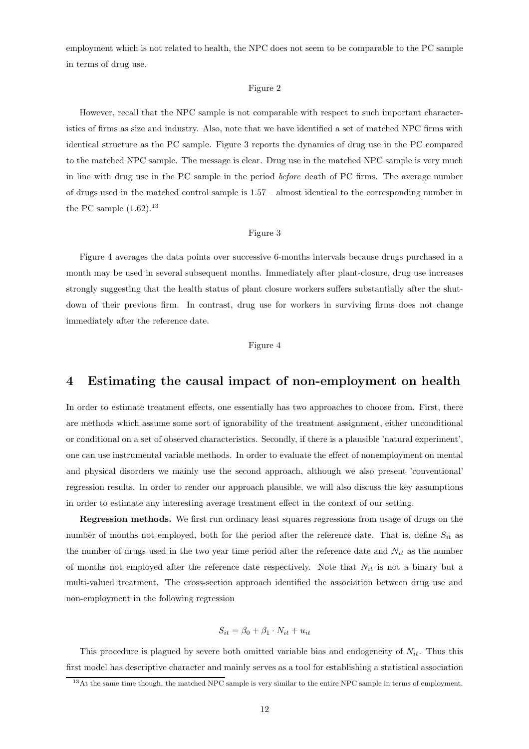employment which is not related to health, the NPC does not seem to be comparable to the PC sample in terms of drug use.

Figure 2

However, recall that the NPC sample is not comparable with respect to such important characteristics of firms as size and industry. Also, note that we have identified a set of matched NPC firms with identical structure as the PC sample. Figure 3 reports the dynamics of drug use in the PC compared to the matched NPC sample. The message is clear. Drug use in the matched NPC sample is very much in line with drug use in the PC sample in the period *before* death of PC firms. The average number of drugs used in the matched control sample is 1.57 – almost identical to the corresponding number in the PC sample (1.62).[13]

Figure 3

Figure 4 averages the data points over successive 6-months intervals because drugs purchased in a month may be used in several subsequent months. Immediately after plant-closure, drug use increases strongly suggesting that the health status of plant closure workers suffers substantially after the shutdown of their previous firm. In contrast, drug use for workers in surviving firms does not change immediately after the reference date.

Figure 4

## 4 Estimating the causal impact of non-employment on health

In order to estimate treatment effects, one essentially has two approaches to choose from. First, there are methods which assume some sort of ignorability of the treatment assignment, either unconditional or conditional on a set of observed characteristics. Secondly, if there is a plausible 'natural experiment', one can use instrumental variable methods. In order to evaluate the effect of nonemployment on mental and physical disorders we mainly use the second approach, although we also present 'conventional' regression results. In order to render our approach plausible, we will also discuss the key assumptions in order to estimate any interesting average treatment effect in the context of our setting.

**Regression methods.** We first run ordinary least squares regressions from usage of drugs on the number of months not employed, both for the period after the reference date. That is, define $S_{it}$ as the number of drugs used in the two year time period after the reference date and $N_{it}$ as the number of months not employed after the reference date respectively. Note that $N_{it}$ is not a binary but a multi-valued treatment. The cross-section approach identified the association between drug use and non-employment in the following regression

$$S_{it} = \beta_0 + \beta_1 \cdot N_{it} + u_{it}$$

This procedure is plagued by severe both omitted variable bias and endogeneity of $N_{it}$. Thus this first model has descriptive character and mainly serves as a tool for establishing a statistical association

[13] At the same time though, the matched NPC sample is very similar to the entire NPC sample in terms of employment.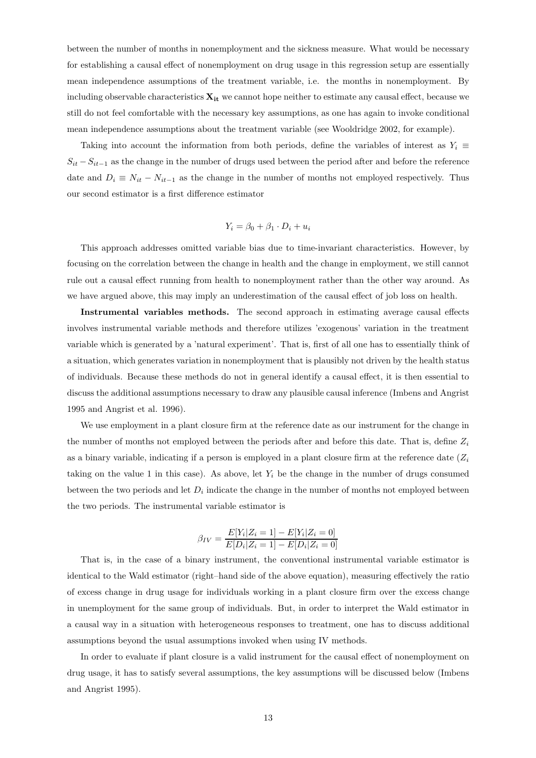between the number of months in nonemployment and the sickness measure. What would be necessary for establishing a causal effect of nonemployment on drug usage in this regression setup are essentially mean independence assumptions of the treatment variable, i.e. the months in nonemployment. By including observable characteristics $\mathbf{X_{it}}$ we cannot hope neither to estimate any causal effect, because we still do not feel comfortable with the necessary key assumptions, as one has again to invoke conditional mean independence assumptions about the treatment variable (see Wooldridge 2002, for example).

Taking into account the information from both periods, define the variables of interest as $Y_i \equiv S_{it} - S_{it-1}$ as the change in the number of drugs used between the period after and before the reference date and $D_i \equiv N_{it} - N_{it-1}$ as the change in the number of months not employed respectively. Thus our second estimator is a first difference estimator

$$Y_i = \beta_0 + \beta_1 \cdot D_i + u_i$$

This approach addresses omitted variable bias due to time-invariant characteristics. However, by focusing on the correlation between the change in health and the change in employment, we still cannot rule out a causal effect running from health to nonemployment rather than the other way around. As we have argued above, this may imply an underestimation of the causal effect of job loss on health.

**Instrumental variables methods.** The second approach in estimating average causal effects involves instrumental variable methods and therefore utilizes 'exogenous' variation in the treatment variable which is generated by a 'natural experiment'. That is, first of all one has to essentially think of a situation, which generates variation in nonemployment that is plausibly not driven by the health status of individuals. Because these methods do not in general identify a causal effect, it is then essential to discuss the additional assumptions necessary to draw any plausible causal inference (Imbens and Angrist 1995 and Angrist et al. 1996).

We use employment in a plant closure firm at the reference date as our instrument for the change in the number of months not employed between the periods after and before this date. That is, define $Z_i$ as a binary variable, indicating if a person is employed in a plant closure firm at the reference date ($Z_i$ taking on the value 1 in this case). As above, let $Y_i$ be the change in the number of drugs consumed between the two periods and let $D_i$ indicate the change in the number of months not employed between the two periods. The instrumental variable estimator is

$$\beta_{IV} = \frac{E[Y_i|Z_i = 1] - E[Y_i|Z_i = 0]}{E[D_i|Z_i = 1] - E[D_i|Z_i = 0]}$$

That is, in the case of a binary instrument, the conventional instrumental variable estimator is identical to the Wald estimator (right–hand side of the above equation), measuring effectively the ratio of excess change in drug usage for individuals working in a plant closure firm over the excess change in unemployment for the same group of individuals. But, in order to interpret the Wald estimator in a causal way in a situation with heterogeneous responses to treatment, one has to discuss additional assumptions beyond the usual assumptions invoked when using IV methods.

In order to evaluate if plant closure is a valid instrument for the causal effect of nonemployment on drug usage, it has to satisfy several assumptions, the key assumptions will be discussed below (Imbens and Angrist 1995).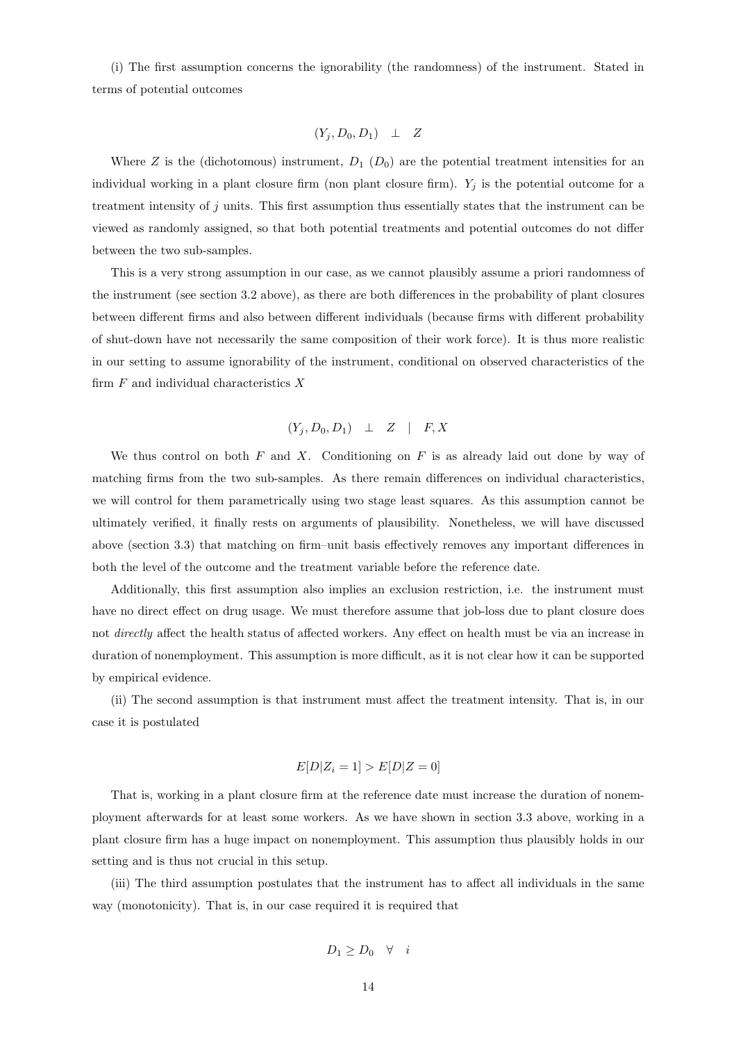(i) The first assumption concerns the ignorability (the randomness) of the instrument. Stated in terms of potential outcomes

$$(Y_j, D_0, D_1) \quad \perp \quad Z$$

Where $Z$ is the (dichotomous) instrument, $D_1$ ($D_0$) are the potential treatment intensities for an individual working in a plant closure firm (non plant closure firm). $Y_j$ is the potential outcome for a treatment intensity of $j$ units. This first assumption thus essentially states that the instrument can be viewed as randomly assigned, so that both potential treatments and potential outcomes do not differ between the two sub-samples.

This is a very strong assumption in our case, as we cannot plausibly assume a priori randomness of the instrument (see section 3.2 above), as there are both differences in the probability of plant closures between different firms and also between different individuals (because firms with different probability of shut-down have not necessarily the same composition of their work force). It is thus more realistic in our setting to assume ignorability of the instrument, conditional on observed characteristics of the firm $F$ and individual characteristics $X$

$$(Y_j, D_0, D_1) \quad \perp \quad Z \quad | \quad F, X$$

We thus control on both $F$ and $X$. Conditioning on $F$ is as already laid out done by way of matching firms from the two sub-samples. As there remain differences on individual characteristics, we will control for them parametrically using two stage least squares. As this assumption cannot be ultimately verified, it finally rests on arguments of plausibility. Nonetheless, we will have discussed above (section 3.3) that matching on firm–unit basis effectively removes any important differences in both the level of the outcome and the treatment variable before the reference date.

Additionally, this first assumption also implies an exclusion restriction, i.e. the instrument must have no direct effect on drug usage. We must therefore assume that job-loss due to plant closure does not *directly* affect the health status of affected workers. Any effect on health must be via an increase in duration of nonemployment. This assumption is more difficult, as it is not clear how it can be supported by empirical evidence.

(ii) The second assumption is that instrument must affect the treatment intensity. That is, in our case it is postulated

$$E[D|Z_i = 1] > E[D|Z = 0]$$

That is, working in a plant closure firm at the reference date must increase the duration of nonemployment afterwards for at least some workers. As we have shown in section 3.3 above, working in a plant closure firm has a huge impact on nonemployment. This assumption thus plausibly holds in our setting and is thus not crucial in this setup.

(iii) The third assumption postulates that the instrument has to affect all individuals in the same way (monotonicity). That is, in our case required it is required that

$$D_1 \geq D_0 \quad \forall \quad i$$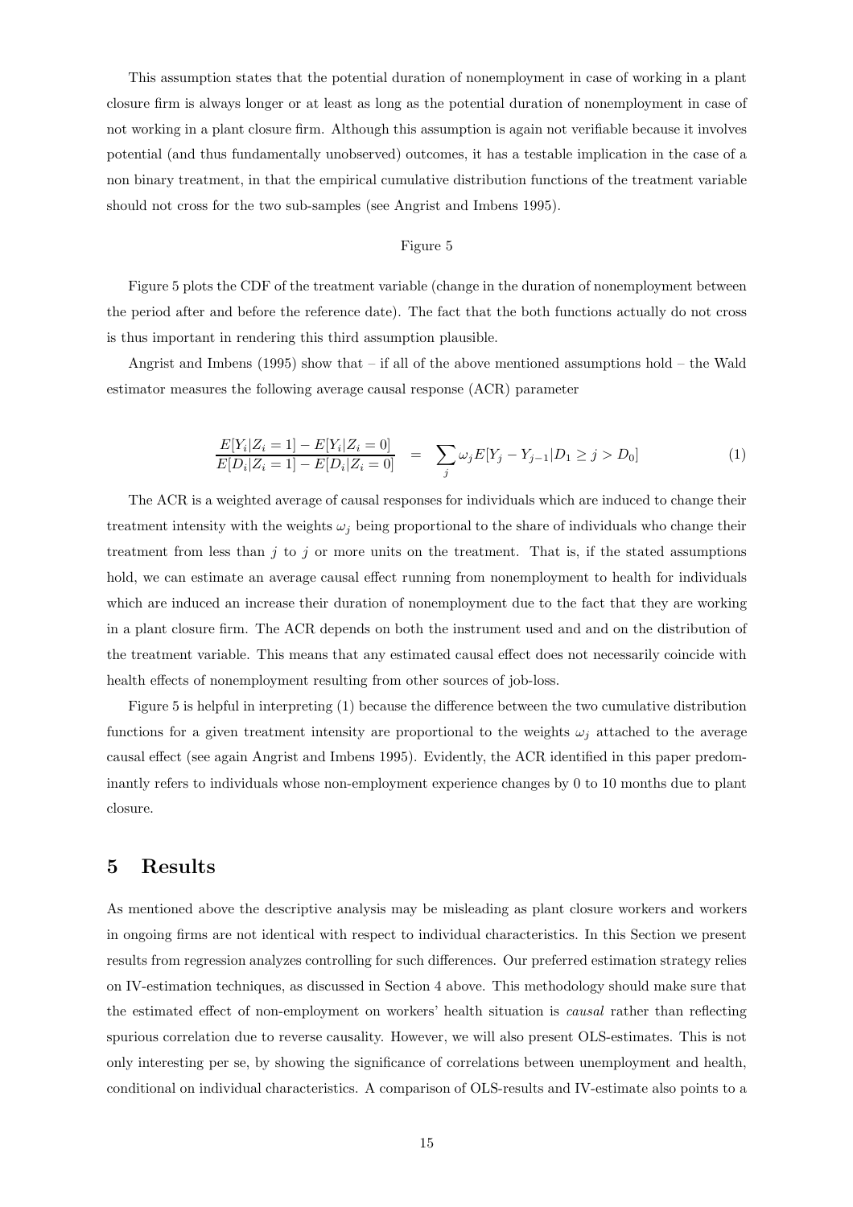This assumption states that the potential duration of nonemployment in case of working in a plant closure firm is always longer or at least as long as the potential duration of nonemployment in case of not working in a plant closure firm. Although this assumption is again not verifiable because it involves potential (and thus fundamentally unobserved) outcomes, it has a testable implication in the case of a non binary treatment, in that the empirical cumulative distribution functions of the treatment variable should not cross for the two sub-samples (see Angrist and Imbens 1995).

Figure 5

Figure 5 plots the CDF of the treatment variable (change in the duration of nonemployment between the period after and before the reference date). The fact that the both functions actually do not cross is thus important in rendering this third assumption plausible.

Angrist and Imbens (1995) show that – if all of the above mentioned assumptions hold – the Wald estimator measures the following average causal response (ACR) parameter

$$\frac{E[Y_i|Z_i=1]-E[Y_i|Z_i=0]}{E[D_i|Z_i=1]-E[D_i|Z_i=0]} \quad = \quad \sum_j \omega_j E[Y_j - Y_{j-1}|D_1 \geq j > D_0] \tag{1}$$

The ACR is a weighted average of causal responses for individuals which are induced to change their treatment intensity with the weights $\omega_j$ being proportional to the share of individuals who change their treatment from less than $j$ to $j$ or more units on the treatment. That is, if the stated assumptions hold, we can estimate an average causal effect running from nonemployment to health for individuals which are induced an increase their duration of nonemployment due to the fact that they are working in a plant closure firm. The ACR depends on both the instrument used and and on the distribution of the treatment variable. This means that any estimated causal effect does not necessarily coincide with health effects of nonemployment resulting from other sources of job-loss.

Figure 5 is helpful in interpreting (1) because the difference between the two cumulative distribution functions for a given treatment intensity are proportional to the weights $\omega_j$ attached to the average causal effect (see again Angrist and Imbens 1995). Evidently, the ACR identified in this paper predominantly refers to individuals whose non-employment experience changes by 0 to 10 months due to plant closure.

## 5 Results

As mentioned above the descriptive analysis may be misleading as plant closure workers and workers in ongoing firms are not identical with respect to individual characteristics. In this Section we present results from regression analyzes controlling for such differences. Our preferred estimation strategy relies on IV-estimation techniques, as discussed in Section 4 above. This methodology should make sure that the estimated effect of non-employment on workers' health situation is *causal* rather than reflecting spurious correlation due to reverse causality. However, we will also present OLS-estimates. This is not only interesting per se, by showing the significance of correlations between unemployment and health, conditional on individual characteristics. A comparison of OLS-results and IV-estimate also points to a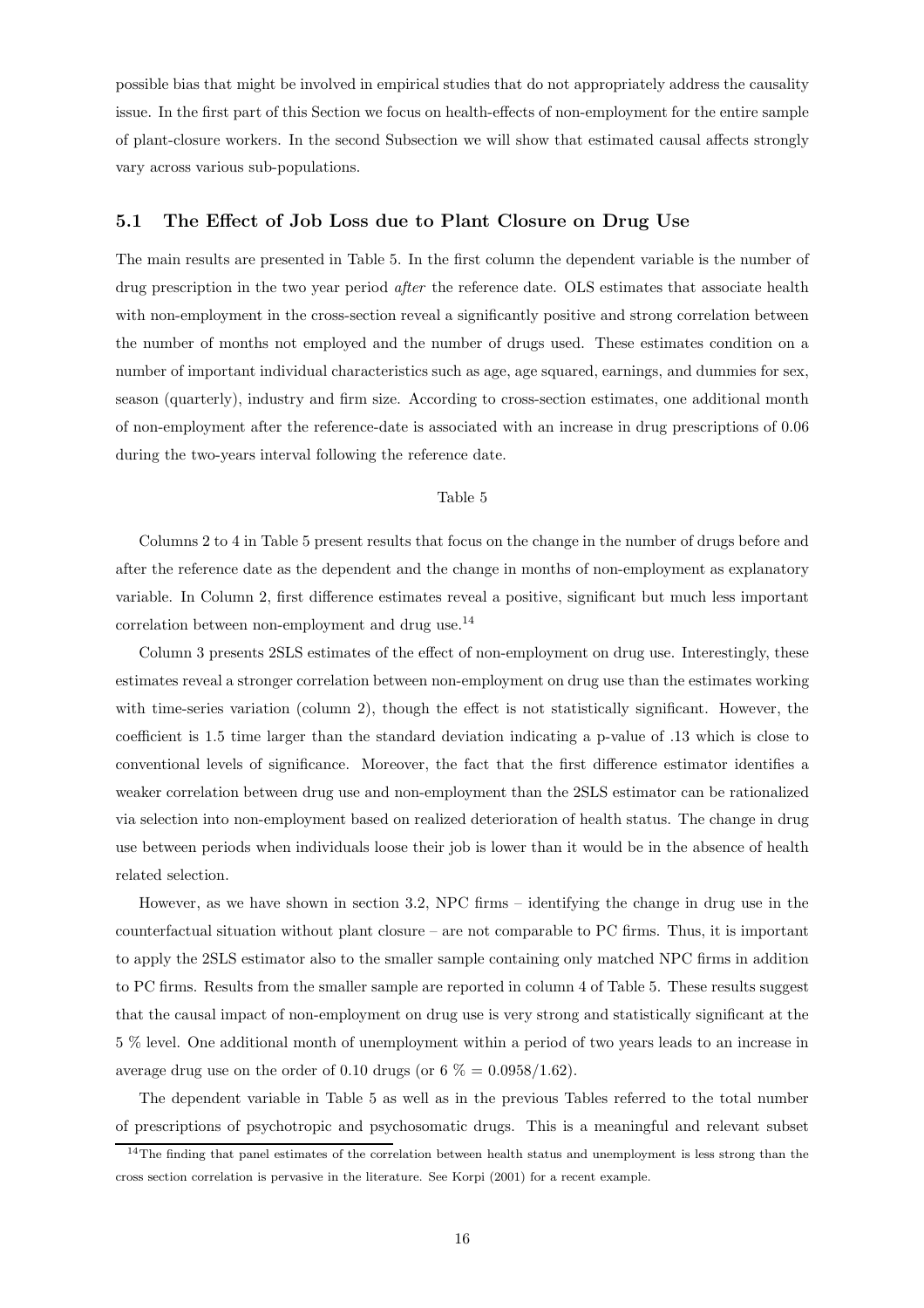possible bias that might be involved in empirical studies that do not appropriately address the causality issue. In the first part of this Section we focus on health-effects of non-employment for the entire sample of plant-closure workers. In the second Subsection we will show that estimated causal affects strongly vary across various sub-populations.

## 5.1 The Effect of Job Loss due to Plant Closure on Drug Use

The main results are presented in Table 5. In the first column the dependent variable is the number of drug prescription in the two year period *after* the reference date. OLS estimates that associate health with non-employment in the cross-section reveal a significantly positive and strong correlation between the number of months not employed and the number of drugs used. These estimates condition on a number of important individual characteristics such as age, age squared, earnings, and dummies for sex, season (quarterly), industry and firm size. According to cross-section estimates, one additional month of non-employment after the reference-date is associated with an increase in drug prescriptions of 0.06 during the two-years interval following the reference date.

Table 5

Columns 2 to 4 in Table 5 present results that focus on the change in the number of drugs before and after the reference date as the dependent and the change in months of non-employment as explanatory variable. In Column 2, first difference estimates reveal a positive, significant but much less important correlation between non-employment and drug use.[14]

Column 3 presents 2SLS estimates of the effect of non-employment on drug use. Interestingly, these estimates reveal a stronger correlation between non-employment on drug use than the estimates working with time-series variation (column 2), though the effect is not statistically significant. However, the coefficient is 1.5 time larger than the standard deviation indicating a p-value of .13 which is close to conventional levels of significance. Moreover, the fact that the first difference estimator identifies a weaker correlation between drug use and non-employment than the 2SLS estimator can be rationalized via selection into non-employment based on realized deterioration of health status. The change in drug use between periods when individuals loose their job is lower than it would be in the absence of health related selection.

However, as we have shown in section 3.2, NPC firms – identifying the change in drug use in the counterfactual situation without plant closure – are not comparable to PC firms. Thus, it is important to apply the 2SLS estimator also to the smaller sample containing only matched NPC firms in addition to PC firms. Results from the smaller sample are reported in column 4 of Table 5. These results suggest that the causal impact of non-employment on drug use is very strong and statistically significant at the 5 % level. One additional month of unemployment within a period of two years leads to an increase in average drug use on the order of 0.10 drugs (or 6 % = 0.0958/1.62).

The dependent variable in Table 5 as well as in the previous Tables referred to the total number of prescriptions of psychotropic and psychosomatic drugs. This is a meaningful and relevant subset

[14] The finding that panel estimates of the correlation between health status and unemployment is less strong than the cross section correlation is pervasive in the literature. See Korpi (2001) for a recent example.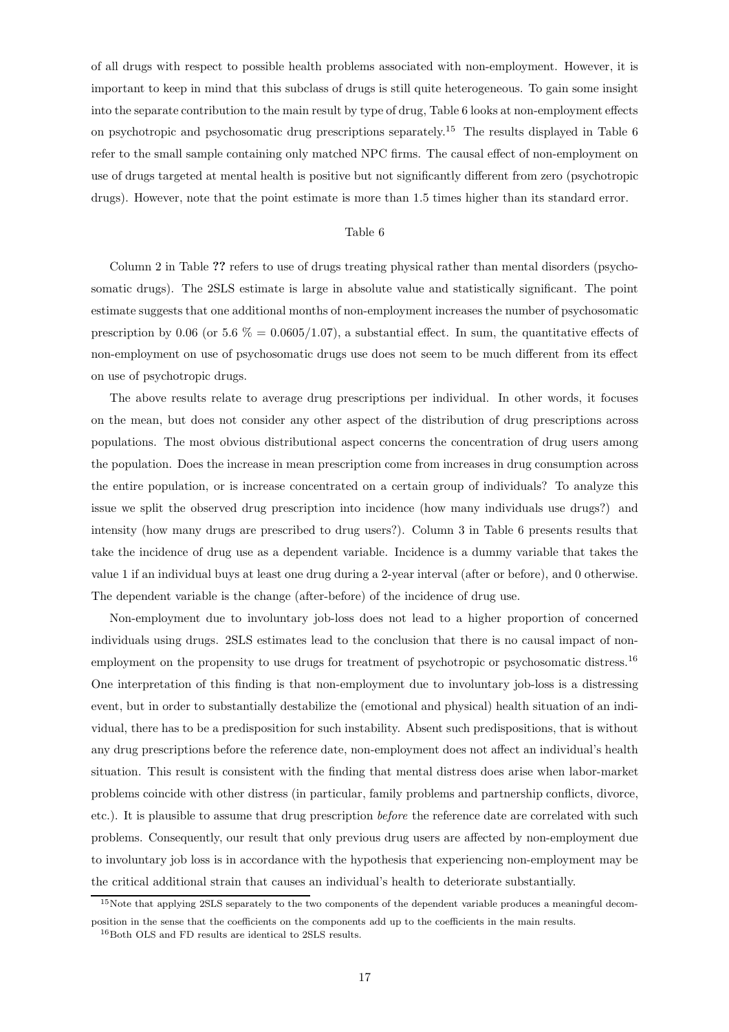of all drugs with respect to possible health problems associated with non-employment. However, it is important to keep in mind that this subclass of drugs is still quite heterogeneous. To gain some insight into the separate contribution to the main result by type of drug, Table 6 looks at non-employment effects on psychotropic and psychosomatic drug prescriptions separately.[15] The results displayed in Table 6 refer to the small sample containing only matched NPC firms. The causal effect of non-employment on use of drugs targeted at mental health is positive but not significantly different from zero (psychotropic drugs). However, note that the point estimate is more than 1.5 times higher than its standard error.

Table 6

Column 2 in Table **??** refers to use of drugs treating physical rather than mental disorders (psychosomatic drugs). The 2SLS estimate is large in absolute value and statistically significant. The point estimate suggests that one additional months of non-employment increases the number of psychosomatic prescription by 0.06 (or 5.6 % = 0.0605/1.07), a substantial effect. In sum, the quantitative effects of non-employment on use of psychosomatic drugs use does not seem to be much different from its effect on use of psychotropic drugs.

The above results relate to average drug prescriptions per individual. In other words, it focuses on the mean, but does not consider any other aspect of the distribution of drug prescriptions across populations. The most obvious distributional aspect concerns the concentration of drug users among the population. Does the increase in mean prescription come from increases in drug consumption across the entire population, or is increase concentrated on a certain group of individuals? To analyze this issue we split the observed drug prescription into incidence (how many individuals use drugs?) and intensity (how many drugs are prescribed to drug users?). Column 3 in Table 6 presents results that take the incidence of drug use as a dependent variable. Incidence is a dummy variable that takes the value 1 if an individual buys at least one drug during a 2-year interval (after or before), and 0 otherwise. The dependent variable is the change (after-before) of the incidence of drug use.

Non-employment due to involuntary job-loss does not lead to a higher proportion of concerned individuals using drugs. 2SLS estimates lead to the conclusion that there is no causal impact of non-employment on the propensity to use drugs for treatment of psychotropic or psychosomatic distress.[16] One interpretation of this finding is that non-employment due to involuntary job-loss is a distressing event, but in order to substantially destabilize the (emotional and physical) health situation of an individual, there has to be a predisposition for such instability. Absent such predispositions, that is without any drug prescriptions before the reference date, non-employment does not affect an individual's health situation. This result is consistent with the finding that mental distress does arise when labor-market problems coincide with other distress (in particular, family problems and partnership conflicts, divorce, etc.). It is plausible to assume that drug prescription *before* the reference date are correlated with such problems. Consequently, our result that only previous drug users are affected by non-employment due to involuntary job loss is in accordance with the hypothesis that experiencing non-employment may be the critical additional strain that causes an individual's health to deteriorate substantially.

[15] Note that applying 2SLS separately to the two components of the dependent variable produces a meaningful decomposition in the sense that the coefficients on the components add up to the coefficients in the main results.

[16] Both OLS and FD results are identical to 2SLS results.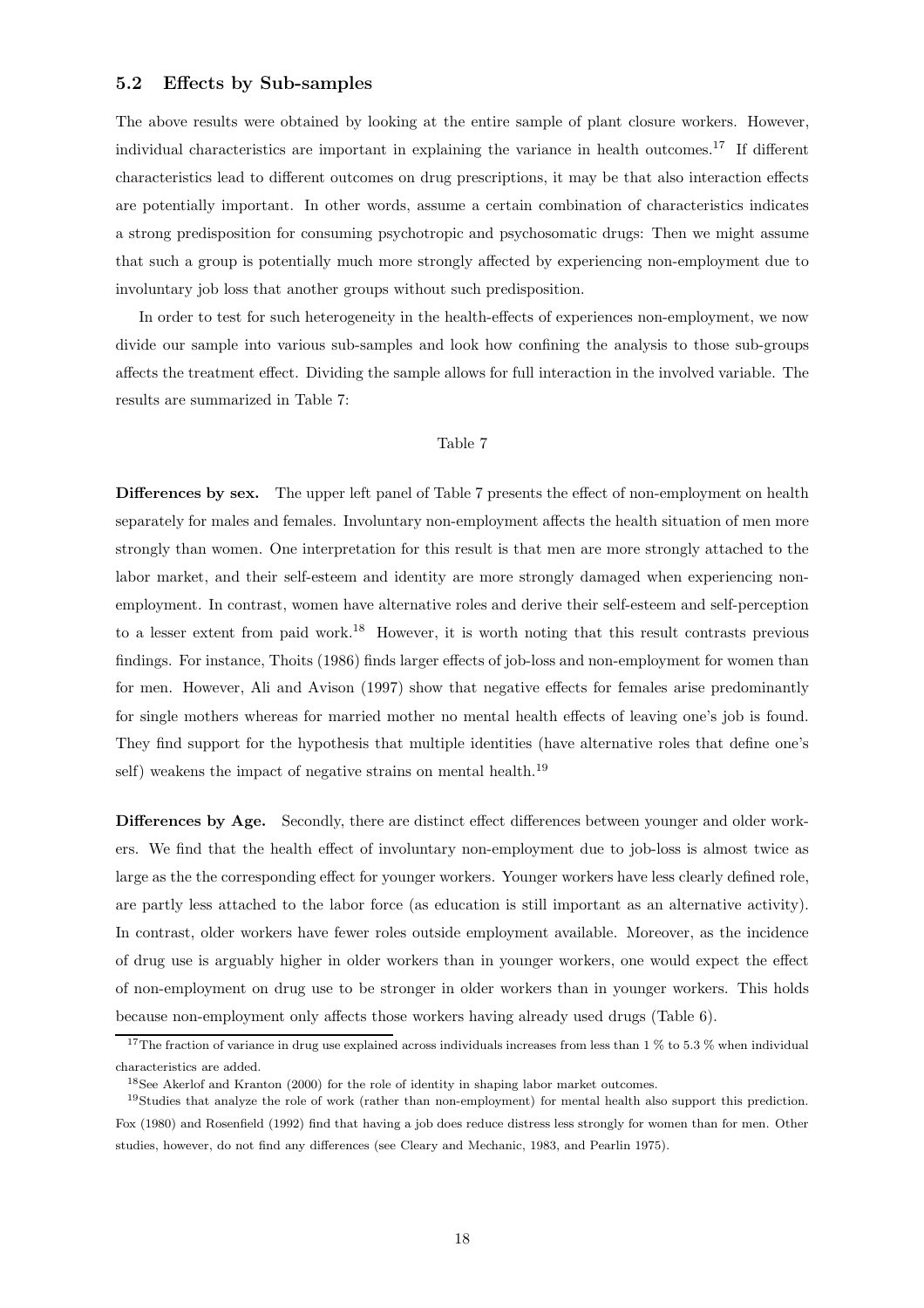### 5.2 Effects by Sub-samples

The above results were obtained by looking at the entire sample of plant closure workers. However, individual characteristics are important in explaining the variance in health outcomes.[17] If different characteristics lead to different outcomes on drug prescriptions, it may be that also interaction effects are potentially important. In other words, assume a certain combination of characteristics indicates a strong predisposition for consuming psychotropic and psychosomatic drugs: Then we might assume that such a group is potentially much more strongly affected by experiencing non-employment due to involuntary job loss that another groups without such predisposition.

In order to test for such heterogeneity in the health-effects of experiences non-employment, we now divide our sample into various sub-samples and look how confining the analysis to those sub-groups affects the treatment effect. Dividing the sample allows for full interaction in the involved variable. The results are summarized in Table 7:

Table 7

**Differences by sex.** The upper left panel of Table 7 presents the effect of non-employment on health separately for males and females. Involuntary non-employment affects the health situation of men more strongly than women. One interpretation for this result is that men are more strongly attached to the labor market, and their self-esteem and identity are more strongly damaged when experiencing non-employment. In contrast, women have alternative roles and derive their self-esteem and self-perception to a lesser extent from paid work.[18] However, it is worth noting that this result contrasts previous findings. For instance, Thoits (1986) finds larger effects of job-loss and non-employment for women than for men. However, Ali and Avison (1997) show that negative effects for females arise predominantly for single mothers whereas for married mother no mental health effects of leaving one's job is found. They find support for the hypothesis that multiple identities (have alternative roles that define one's self) weakens the impact of negative strains on mental health.[19]

**Differences by Age.** Secondly, there are distinct effect differences between younger and older workers. We find that the health effect of involuntary non-employment due to job-loss is almost twice as large as the the corresponding effect for younger workers. Younger workers have less clearly defined role, are partly less attached to the labor force (as education is still important as an alternative activity). In contrast, older workers have fewer roles outside employment available. Moreover, as the incidence of drug use is arguably higher in older workers than in younger workers, one would expect the effect of non-employment on drug use to be stronger in older workers than in younger workers. This holds because non-employment only affects those workers having already used drugs (Table 6).

[17] The fraction of variance in drug use explained across individuals increases from less than 1 % to 5.3 % when individual characteristics are added.

[18] See Akerlof and Kranton (2000) for the role of identity in shaping labor market outcomes.

[19] Studies that analyze the role of work (rather than non-employment) for mental health also support this prediction. Fox (1980) and Rosenfield (1992) find that having a job does reduce distress less strongly for women than for men. Other studies, however, do not find any differences (see Cleary and Mechanic, 1983, and Pearlin 1975).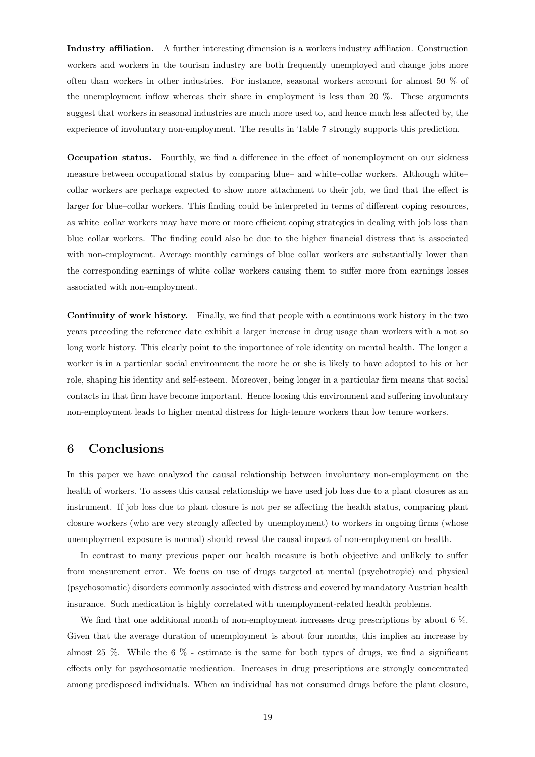**Industry affiliation.** A further interesting dimension is a workers industry affiliation. Construction workers and workers in the tourism industry are both frequently unemployed and change jobs more often than workers in other industries. For instance, seasonal workers account for almost 50 % of the unemployment inflow whereas their share in employment is less than 20 %. These arguments suggest that workers in seasonal industries are much more used to, and hence much less affected by, the experience of involuntary non-employment. The results in Table 7 strongly supports this prediction.

**Occupation status.** Fourthly, we find a difference in the effect of nonemployment on our sickness measure between occupational status by comparing blue– and white–collar workers. Although white–collar workers are perhaps expected to show more attachment to their job, we find that the effect is larger for blue–collar workers. This finding could be interpreted in terms of different coping resources, as white–collar workers may have more or more efficient coping strategies in dealing with job loss than blue–collar workers. The finding could also be due to the higher financial distress that is associated with non-employment. Average monthly earnings of blue collar workers are substantially lower than the corresponding earnings of white collar workers causing them to suffer more from earnings losses associated with non-employment.

**Continuity of work history.** Finally, we find that people with a continuous work history in the two years preceding the reference date exhibit a larger increase in drug usage than workers with a not so long work history. This clearly point to the importance of role identity on mental health. The longer a worker is in a particular social environment the more he or she is likely to have adopted to his or her role, shaping his identity and self-esteem. Moreover, being longer in a particular firm means that social contacts in that firm have become important. Hence loosing this environment and suffering involuntary non-employment leads to higher mental distress for high-tenure workers than low tenure workers.

# 6 Conclusions

In this paper we have analyzed the causal relationship between involuntary non-employment on the health of workers. To assess this causal relationship we have used job loss due to a plant closures as an instrument. If job loss due to plant closure is not per se affecting the health status, comparing plant closure workers (who are very strongly affected by unemployment) to workers in ongoing firms (whose unemployment exposure is normal) should reveal the causal impact of non-employment on health.

In contrast to many previous paper our health measure is both objective and unlikely to suffer from measurement error. We focus on use of drugs targeted at mental (psychotropic) and physical (psychosomatic) disorders commonly associated with distress and covered by mandatory Austrian health insurance. Such medication is highly correlated with unemployment-related health problems.

We find that one additional month of non-employment increases drug prescriptions by about 6 %. Given that the average duration of unemployment is about four months, this implies an increase by almost 25 %. While the 6 % - estimate is the same for both types of drugs, we find a significant effects only for psychosomatic medication. Increases in drug prescriptions are strongly concentrated among predisposed individuals. When an individual has not consumed drugs before the plant closure,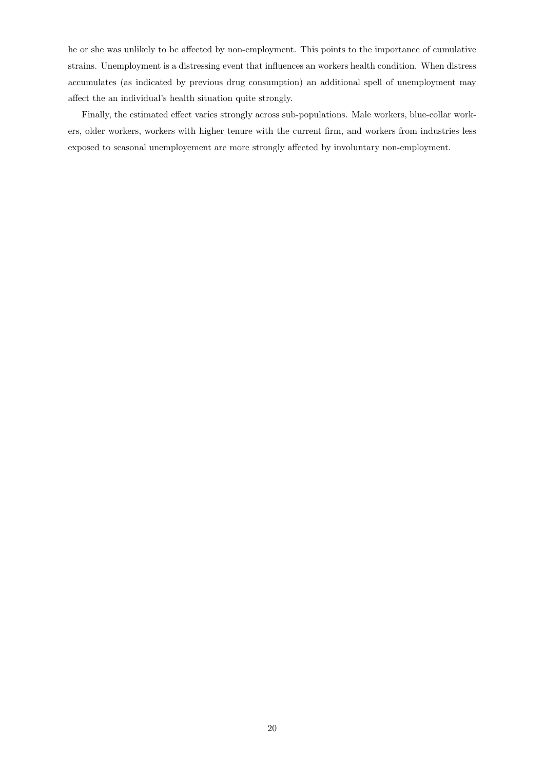he or she was unlikely to be affected by non-employment. This points to the importance of cumulative strains. Unemployment is a distressing event that influences an workers health condition. When distress accumulates (as indicated by previous drug consumption) an additional spell of unemployment may affect the an individual's health situation quite strongly.

Finally, the estimated effect varies strongly across sub-populations. Male workers, blue-collar workers, older workers, workers with higher tenure with the current firm, and workers from industries less exposed to seasonal unemployement are more strongly affected by involuntary non-employment.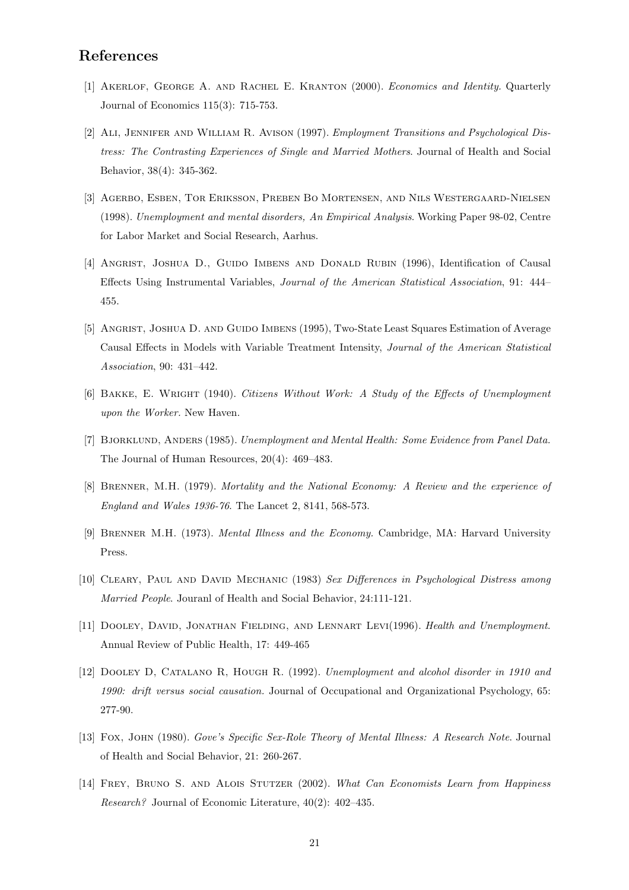## References

[1] Akerlof, George A. and Rachel E. Kranton (2000). *Economics and Identity*. Quarterly Journal of Economics 115(3): 715-753.

[2] Ali, Jennifer and William R. Avison (1997). *Employment Transitions and Psychological Distress: The Contrasting Experiences of Single and Married Mothers*. Journal of Health and Social Behavior, 38(4): 345-362.

[3] Agerbo, Esben, Tor Eriksson, Preben Bo Mortensen, and Nils Westergaard-Nielsen (1998). *Unemployment and mental disorders, An Empirical Analysis*. Working Paper 98-02, Centre for Labor Market and Social Research, Aarhus.

[4] Angrist, Joshua D., Guido Imbens and Donald Rubin (1996), Identification of Causal Effects Using Instrumental Variables, *Journal of the American Statistical Association*, 91: 444–455.

[5] Angrist, Joshua D. and Guido Imbens (1995), Two-State Least Squares Estimation of Average Causal Effects in Models with Variable Treatment Intensity, *Journal of the American Statistical Association*, 90: 431–442.

[6] Bakke, E. Wright (1940). *Citizens Without Work: A Study of the Effects of Unemployment upon the Worker*. New Haven.

[7] Bjorklund, Anders (1985). *Unemployment and Mental Health: Some Evidence from Panel Data.* The Journal of Human Resources, 20(4): 469–483.

[8] Brenner, M.H. (1979). *Mortality and the National Economy: A Review and the experience of England and Wales 1936-76.* The Lancet 2, 8141, 568-573.

[9] Brenner M.H. (1973). *Mental Illness and the Economy.* Cambridge, MA: Harvard University Press.

[10] Cleary, Paul and David Mechanic (1983) *Sex Differences in Psychological Distress among Married People*. Jouranl of Health and Social Behavior, 24:111-121.

[11] Dooley, David, Jonathan Fielding, and Lennart Levi(1996). *Health and Unemployment*. Annual Review of Public Health, 17: 449-465

[12] Dooley D, Catalano R, Hough R. (1992). *Unemployment and alcohol disorder in 1910 and 1990: drift versus social causation.* Journal of Occupational and Organizational Psychology, 65: 277-90.

[13] Fox, John (1980). *Gove's Specific Sex-Role Theory of Mental Illness: A Research Note*. Journal of Health and Social Behavior, 21: 260-267.

[14] Frey, Bruno S. and Alois Stutzer (2002). *What Can Economists Learn from Happiness Research?* Journal of Economic Literature, 40(2): 402–435.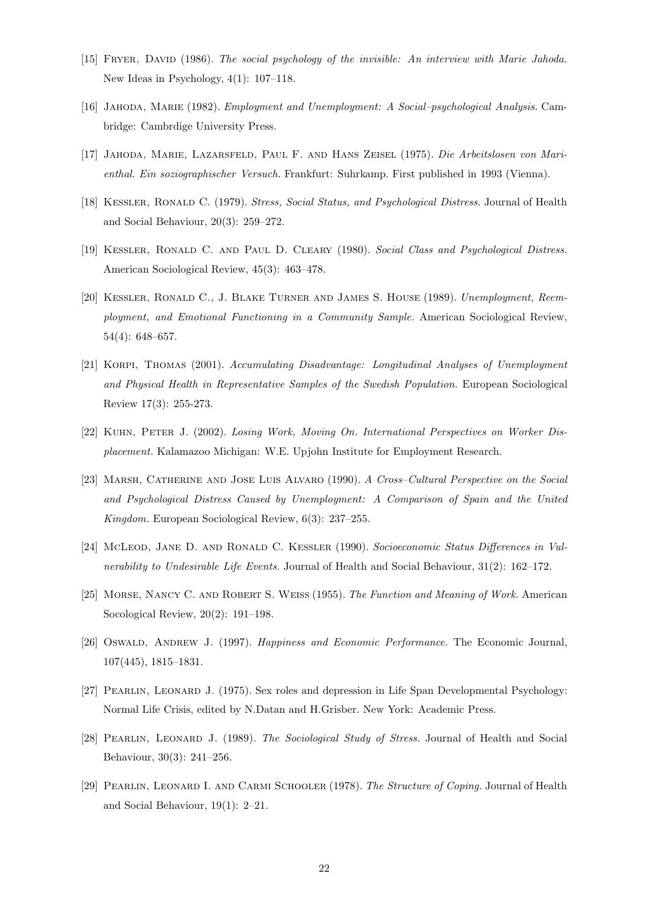[15] Fryer, David (1986). *The social psychology of the invisible: An interview with Marie Jahoda.* New Ideas in Psychology, 4(1): 107–118.

[16] Jahoda, Marie (1982). *Employment and Unemployment: A Social–psychological Analysis.* Cambridge: Cambrdige University Press.

[17] Jahoda, Marie, Lazarsfeld, Paul F. and Hans Zeisel (1975). *Die Arbeitslosen von Marienthal. Ein soziographischer Versuch.* Frankfurt: Suhrkamp. First published in 1993 (Vienna).

[18] Kessler, Ronald C. (1979). *Stress, Social Status, and Psychological Distress.* Journal of Health and Social Behaviour, 20(3): 259–272.

[19] Kessler, Ronald C. and Paul D. Cleary (1980). *Social Class and Psychological Distress.* American Sociological Review, 45(3): 463–478.

[20] Kessler, Ronald C., J. Blake Turner and James S. House (1989). *Unemployment, Reemployment, and Emotional Functioning in a Community Sample.* American Sociological Review, 54(4): 648–657.

[21] Korpi, Thomas (2001). *Accumulating Disadvantage: Longitudinal Analyses of Unemployment and Physical Health in Representative Samples of the Swedish Population.* European Sociological Review 17(3): 255-273.

[22] Kuhn, Peter J. (2002). *Losing Work, Moving On. International Perspectives on Worker Displacement.* Kalamazoo Michigan: W.E. Upjohn Institute for Employment Research.

[23] Marsh, Catherine and Jose Luis Alvaro (1990). *A Cross–Cultural Perspective on the Social and Psychological Distress Caused by Unemployment: A Comparison of Spain and the United Kingdom.* European Sociological Review, 6(3): 237–255.

[24] McLeod, Jane D. and Ronald C. Kessler (1990). *Socioeconomic Status Differences in Vulnerability to Undesirable Life Events.* Journal of Health and Social Behaviour, 31(2): 162–172.

[25] Morse, Nancy C. and Robert S. Weiss (1955). *The Function and Meaning of Work.* American Socological Review, 20(2): 191–198.

[26] Oswald, Andrew J. (1997). *Happiness and Economic Performance.* The Economic Journal, 107(445), 1815–1831.

[27] Pearlin, Leonard J. (1975). Sex roles and depression in Life Span Developmental Psychology: Normal Life Crisis, edited by N.Datan and H.Grisber. New York: Academic Press.

[28] Pearlin, Leonard J. (1989). *The Sociological Study of Stress.* Journal of Health and Social Behaviour, 30(3): 241–256.

[29] Pearlin, Leonard I. and Carmi Schooler (1978). *The Structure of Coping.* Journal of Health and Social Behaviour, 19(1): 2–21.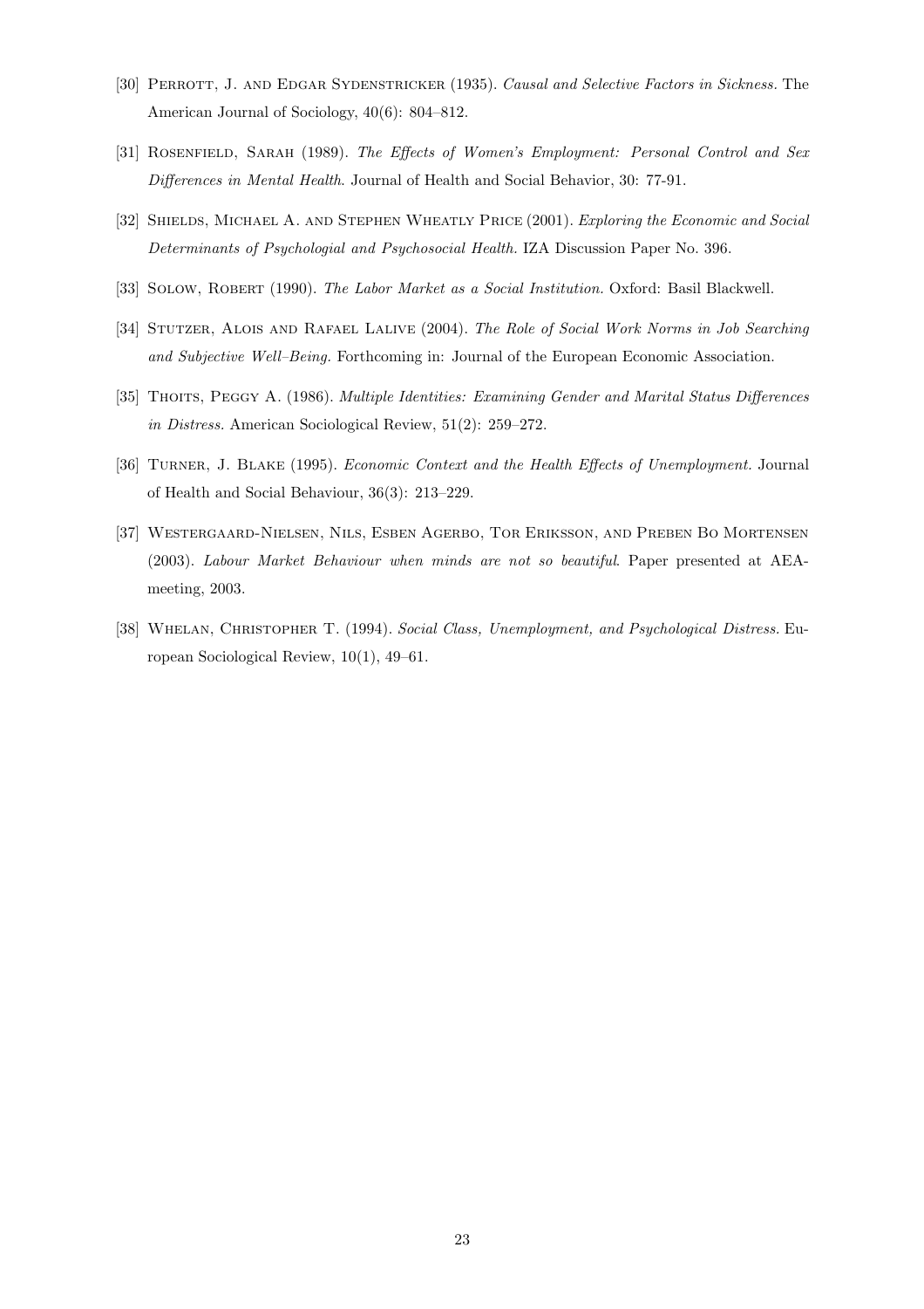[30] Perrott, J. and Edgar Sydenstricker (1935). *Causal and Selective Factors in Sickness.* The American Journal of Sociology, 40(6): 804–812.

[31] Rosenfield, Sarah (1989). *The Effects of Women's Employment: Personal Control and Sex Differences in Mental Health*. Journal of Health and Social Behavior, 30: 77-91.

[32] Shields, Michael A. and Stephen Wheatly Price (2001). *Exploring the Economic and Social Determinants of Psychologial and Psychosocial Health.* IZA Discussion Paper No. 396.

[33] Solow, Robert (1990). *The Labor Market as a Social Institution.* Oxford: Basil Blackwell.

[34] Stutzer, Alois and Rafael Lalive (2004). *The Role of Social Work Norms in Job Searching and Subjective Well–Being.* Forthcoming in: Journal of the European Economic Association.

[35] Thoits, Peggy A. (1986). *Multiple Identities: Examining Gender and Marital Status Differences in Distress.* American Sociological Review, 51(2): 259–272.

[36] Turner, J. Blake (1995). *Economic Context and the Health Effects of Unemployment.* Journal of Health and Social Behaviour, 36(3): 213–229.

[37] Westergaard-Nielsen, Nils, Esben Agerbo, Tor Eriksson, and Preben Bo Mortensen (2003). *Labour Market Behaviour when minds are not so beautiful*. Paper presented at AEA-meeting, 2003.

[38] Whelan, Christopher T. (1994). *Social Class, Unemployment, and Psychological Distress.* European Sociological Review, 10(1), 49–61.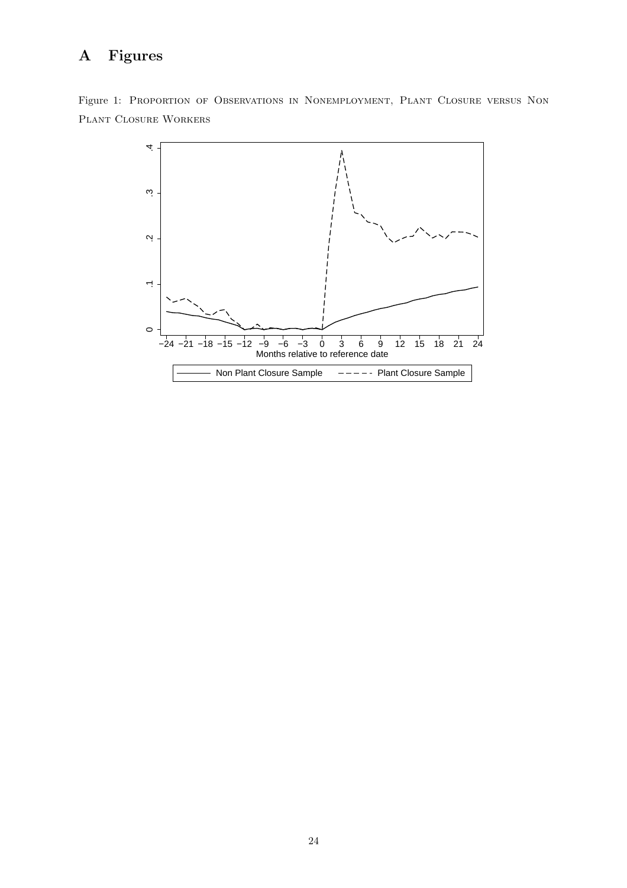# A Figures

Figure 1: Proportion of Observations in Nonemployment, Plant Closure versus Non Plant Closure Workers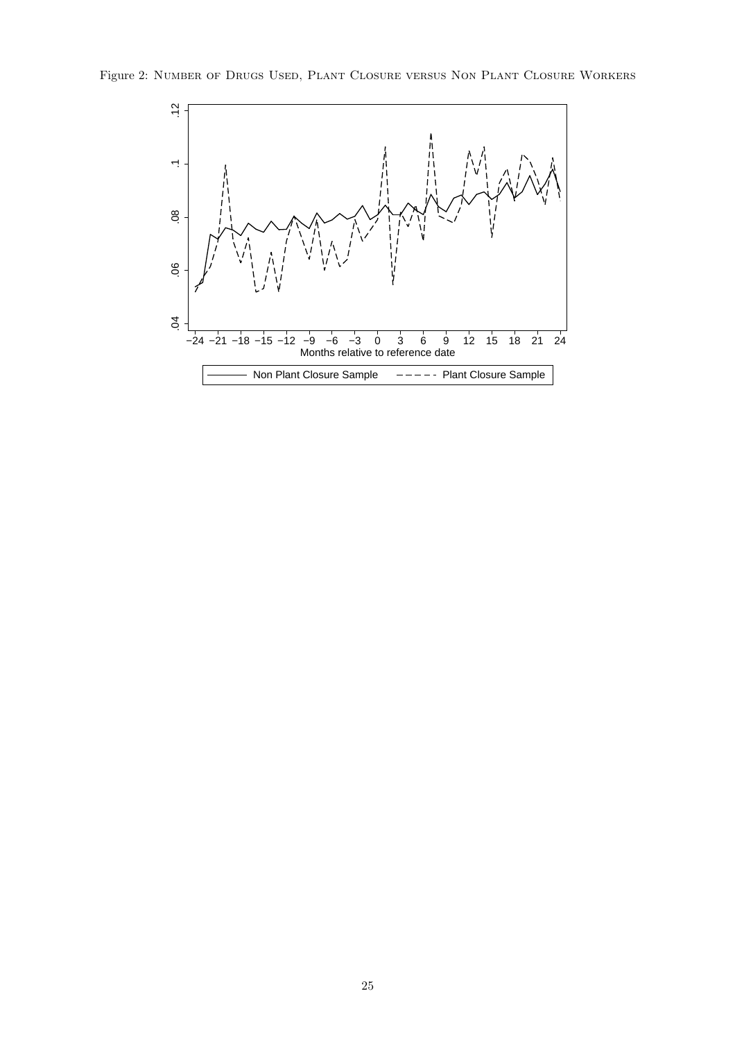Figure 2: Number of Drugs Used, Plant Closure versus Non Plant Closure Workers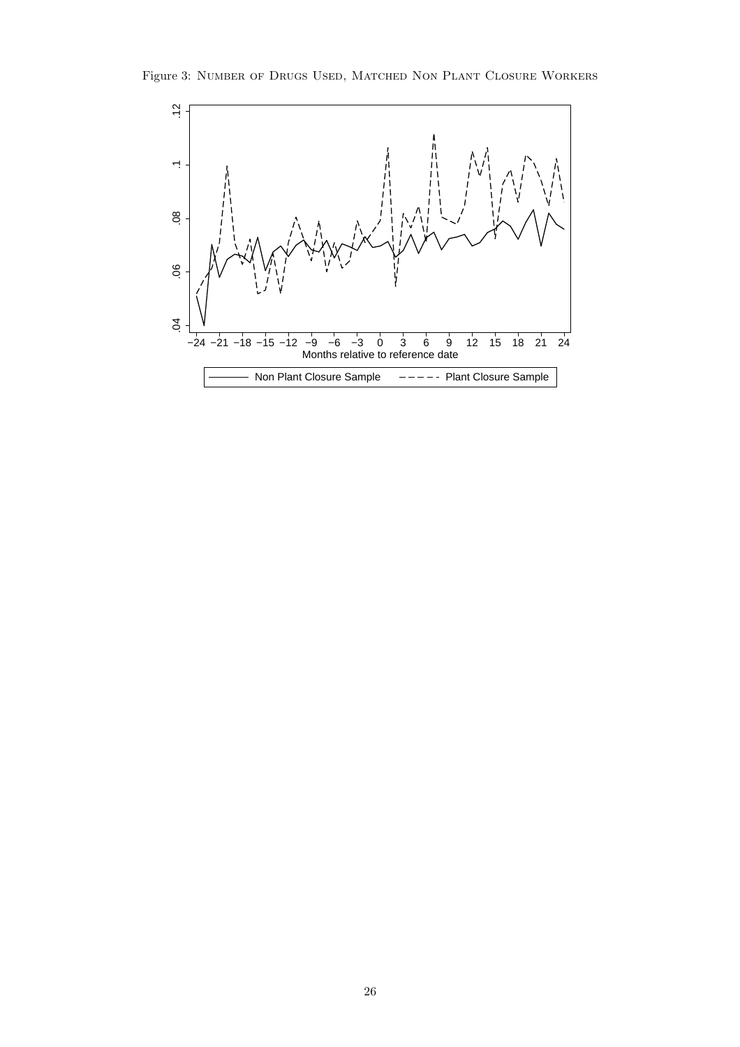Figure 3: Number of Drugs Used, Matched Non Plant Closure Workers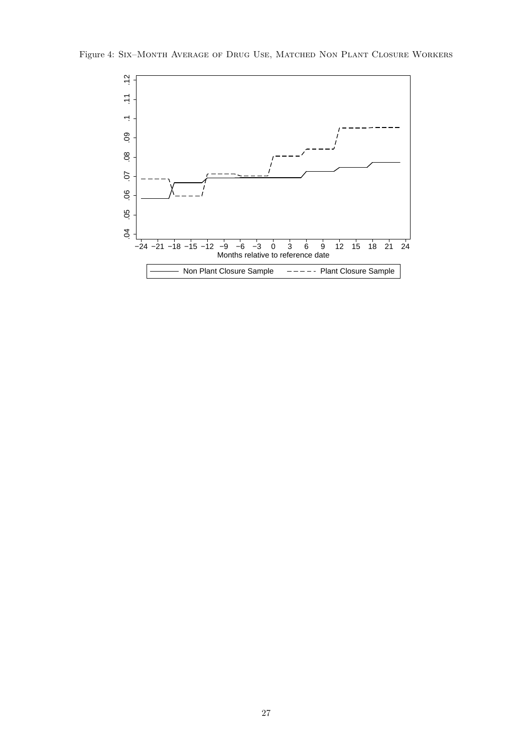Figure 4: Six–Month Average of Drug Use, Matched Non Plant Closure Workers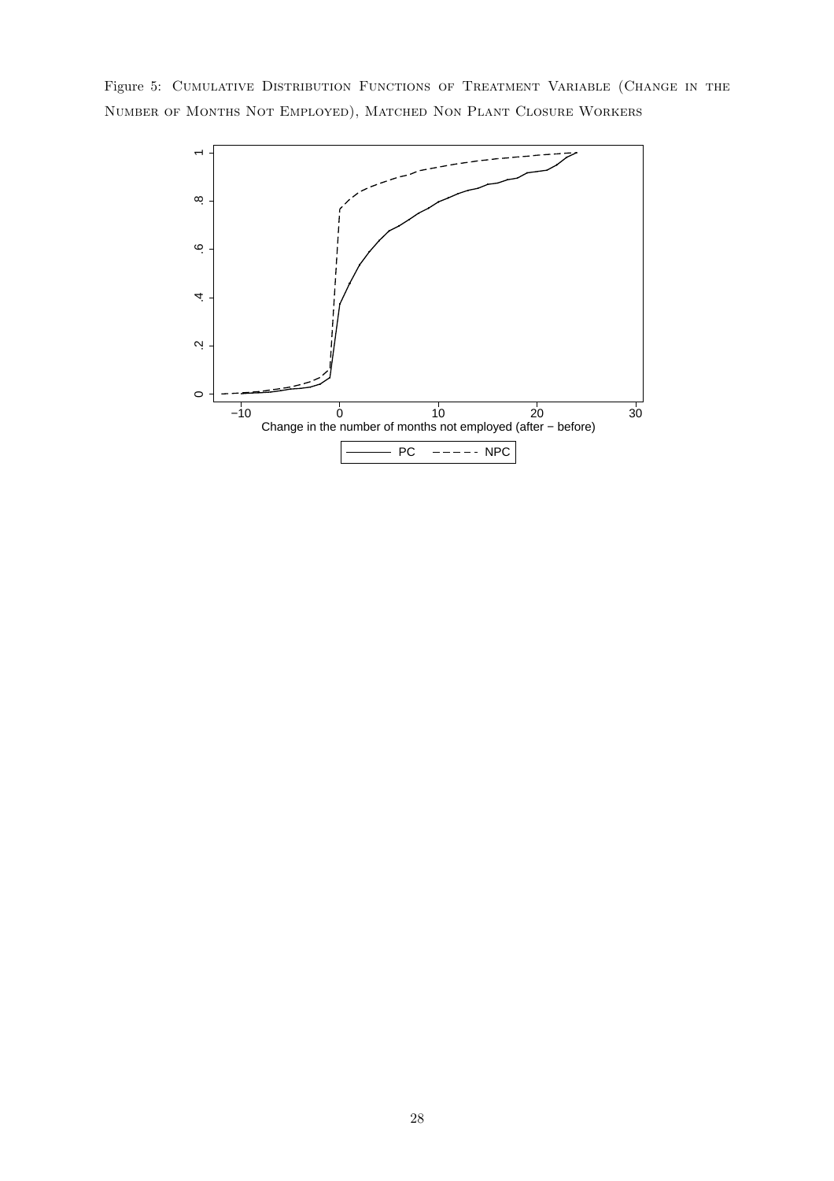Figure 5: Cumulative Distribution Functions of Treatment Variable (Change in the Number of Months Not Employed), Matched Non Plant Closure Workers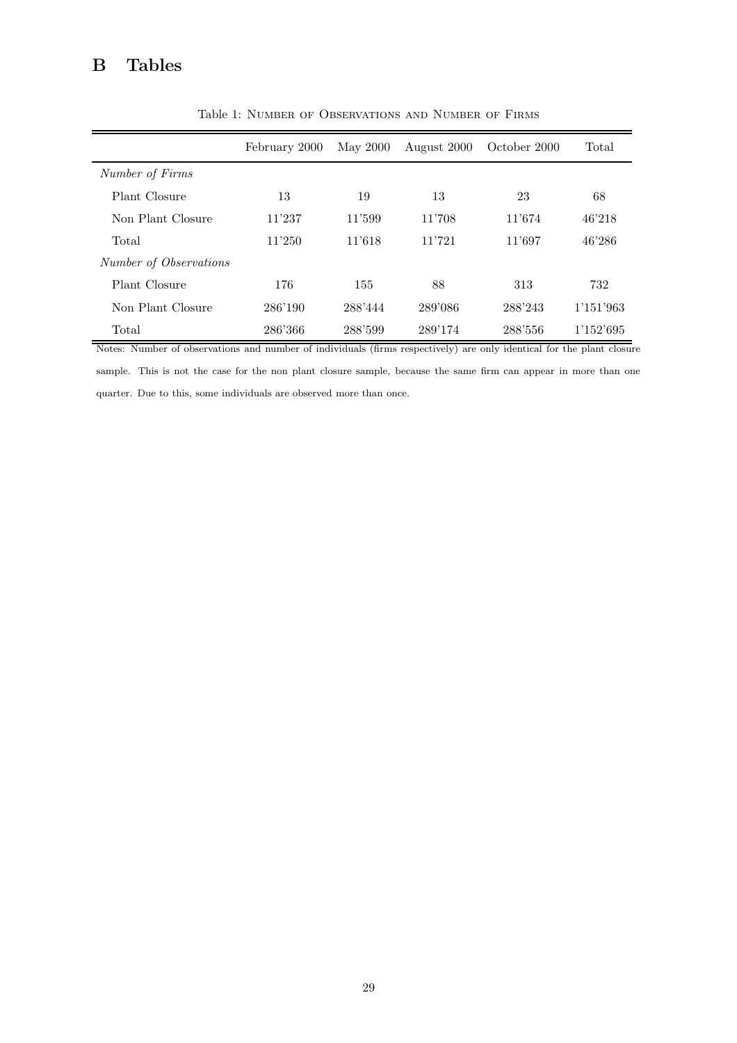# B Tables

Table 1: Number of Observations and Number of Firms

| | February 2000 | May 2000 | August 2000 | October 2000 | Total |
|---|---|---|---|---|---|
| *Number of Firms* | | | | | |
| Plant Closure | 13 | 19 | 13 | 23 | 68 |
| Non Plant Closure | 11'237 | 11'599 | 11'708 | 11'674 | 46'218 |
| Total | 11'250 | 11'618 | 11'721 | 11'697 | 46'286 |
| *Number of Observations* | | | | | |
| Plant Closure | 176 | 155 | 88 | 313 | 732 |
| Non Plant Closure | 286'190 | 288'444 | 289'086 | 288'243 | 1'151'963 |
| Total | 286'366 | 288'599 | 289'174 | 288'556 | 1'152'695 |

Notes: Number of observations and number of individuals (firms respectively) are only identical for the plant closure sample. This is not the case for the non plant closure sample, because the same firm can appear in more than one quarter. Due to this, some individuals are observed more than once.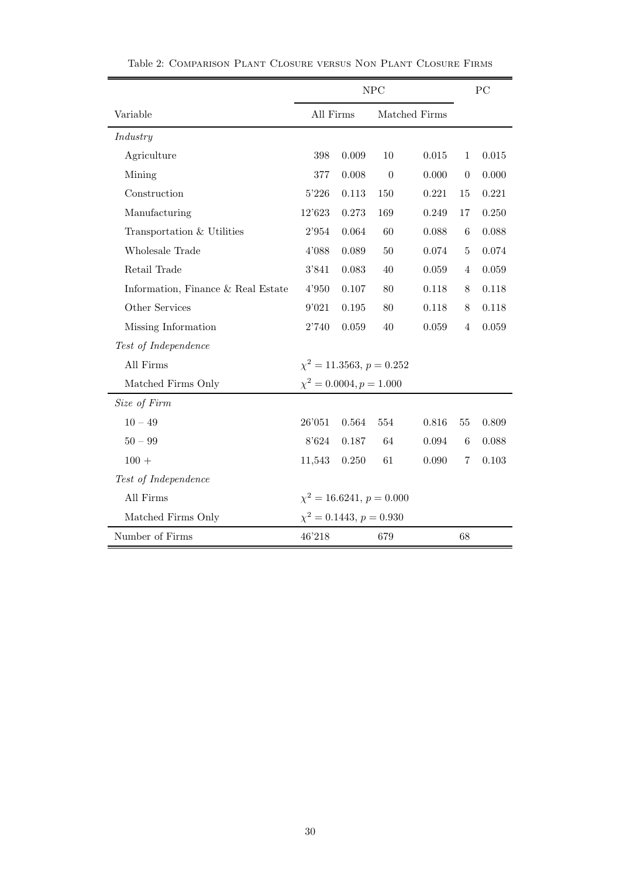Table 2: Comparison Plant Closure versus Non Plant Closure Firms

| | NPC | | | | PC | |
|---|---|---|---|---|---|---|
| Variable | All Firms | | Matched Firms | | | |
| *Industry* | | | | | | |
| Agriculture | 398 | 0.009 | 10 | 0.015 | 1 | 0.015 |
| Mining | 377 | 0.008 | 0 | 0.000 | 0 | 0.000 |
| Construction | 5'226 | 0.113 | 150 | 0.221 | 15 | 0.221 |
| Manufacturing | 12'623 | 0.273 | 169 | 0.249 | 17 | 0.250 |
| Transportation & Utilities | 2'954 | 0.064 | 60 | 0.088 | 6 | 0.088 |
| Wholesale Trade | 4'088 | 0.089 | 50 | 0.074 | 5 | 0.074 |
| Retail Trade | 3'841 | 0.083 | 40 | 0.059 | 4 | 0.059 |
| Information, Finance & Real Estate | 4'950 | 0.107 | 80 | 0.118 | 8 | 0.118 |
| Other Services | 9'021 | 0.195 | 80 | 0.118 | 8 | 0.118 |
| Missing Information | 2'740 | 0.059 | 40 | 0.059 | 4 | 0.059 |
| *Test of Independence* | | | | | | |
| All Firms | $\chi^2 = 11.3563$, $p = 0.252$ | | | | | |
| Matched Firms Only | $\chi^2 = 0.0004, p = 1.000$ | | | | | |
| *Size of Firm* | | | | | | |
| $10 - 49$ | 26'051 | 0.564 | 554 | 0.816 | 55 | 0.809 |
| $50 - 99$ | 8'624 | 0.187 | 64 | 0.094 | 6 | 0.088 |
| $100 +$ | 11,543 | 0.250 | 61 | 0.090 | 7 | 0.103 |
| *Test of Independence* | | | | | | |
| All Firms | $\chi^2 = 16.6241$, $p = 0.000$ | | | | | |
| Matched Firms Only | $\chi^2 = 0.1443$, $p = 0.930$ | | | | | |
| Number of Firms | 46'218 | | 679 | | 68 | |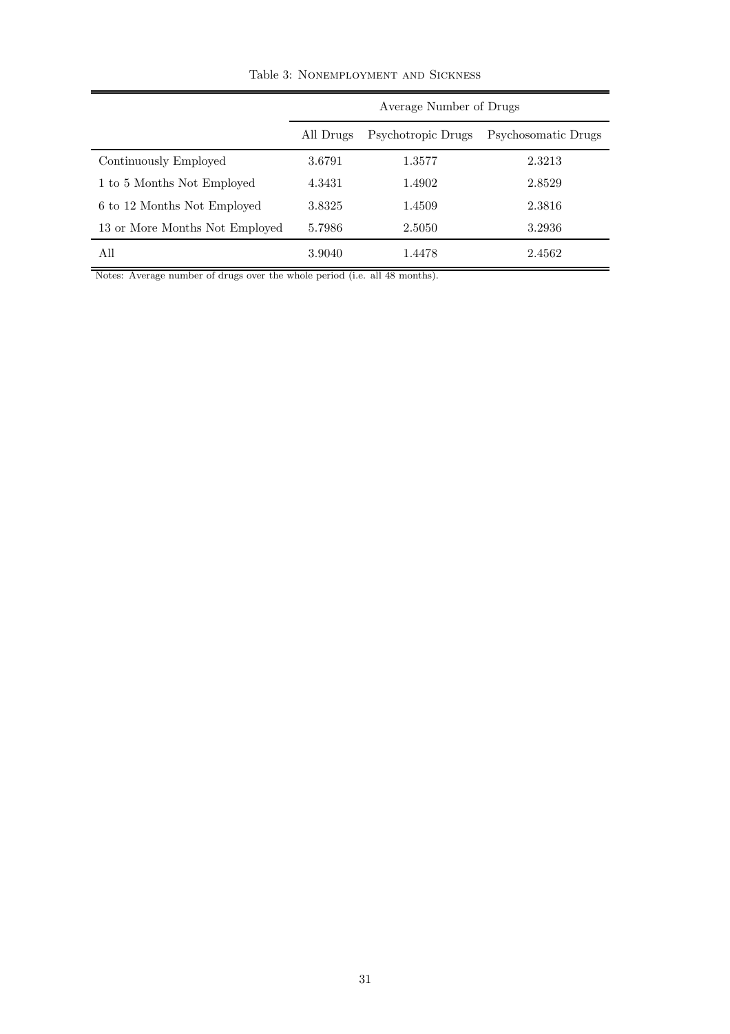Table 3: Nonemployment and Sickness

| | Average Number of Drugs | | |
|---|---|---|---|
| | All Drugs | Psychotropic Drugs | Psychosomatic Drugs |
| Continuously Employed | 3.6791 | 1.3577 | 2.3213 |
| 1 to 5 Months Not Employed | 4.3431 | 1.4902 | 2.8529 |
| 6 to 12 Months Not Employed | 3.8325 | 1.4509 | 2.3816 |
| 13 or More Months Not Employed | 5.7986 | 2.5050 | 3.2936 |
| All | 3.9040 | 1.4478 | 2.4562 |

Notes: Average number of drugs over the whole period (i.e. all 48 months).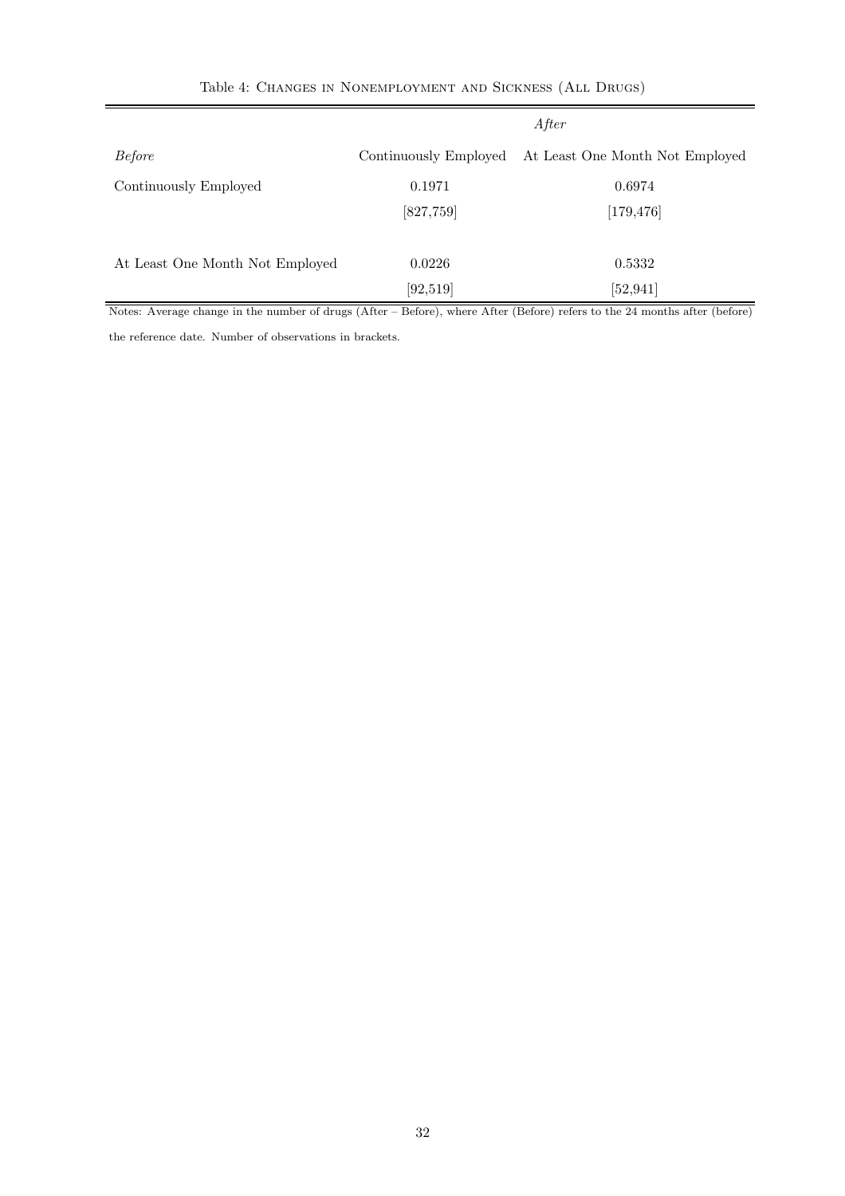Table 4: Changes in Nonemployment and Sickness (All Drugs)

| | *After* | |
|---|---|---|
| *Before* | Continuously Employed | At Least One Month Not Employed |
| Continuously Employed | 0.1971 | 0.6974 |
| | [827,759] | [179,476] |
| At Least One Month Not Employed | 0.0226 | 0.5332 |
| | [92,519] | [52,941] |

Notes: Average change in the number of drugs (After – Before), where After (Before) refers to the 24 months after (before) the reference date. Number of observations in brackets.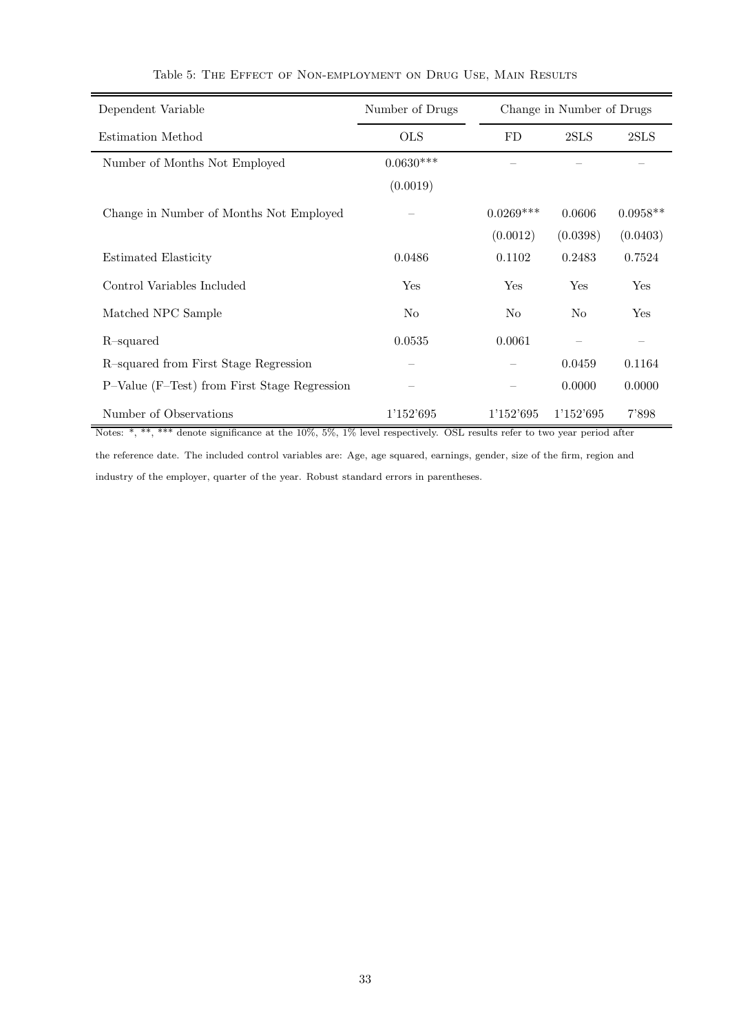Table 5: The Effect of Non-employment on Drug Use, Main Results

| Dependent Variable | Number of Drugs | Change in Number of Drugs | | |
|---|---|---|---|---|
| Estimation Method | OLS | FD | 2SLS | 2SLS |
| Number of Months Not Employed | 0.0630*** | – | – | – |
| | (0.0019) | | | |
| Change in Number of Months Not Employed | – | 0.0269*** | 0.0606 | 0.0958** |
| | | (0.0012) | (0.0398) | (0.0403) |
| Estimated Elasticity | 0.0486 | 0.1102 | 0.2483 | 0.7524 |
| Control Variables Included | Yes | Yes | Yes | Yes |
| Matched NPC Sample | No | No | No | Yes |
| R–squared | 0.0535 | 0.0061 | – | – |
| R–squared from First Stage Regression | – | – | 0.0459 | 0.1164 |
| P–Value (F–Test) from First Stage Regression | – | – | 0.0000 | 0.0000 |
| Number of Observations | 1'152'695 | 1'152'695 | 1'152'695 | 7'898 |

Notes: *, **, *** denote significance at the 10%, 5%, 1% level respectively. OSL results refer to two year period after the reference date. The included control variables are: Age, age squared, earnings, gender, size of the firm, region and industry of the employer, quarter of the year. Robust standard errors in parentheses.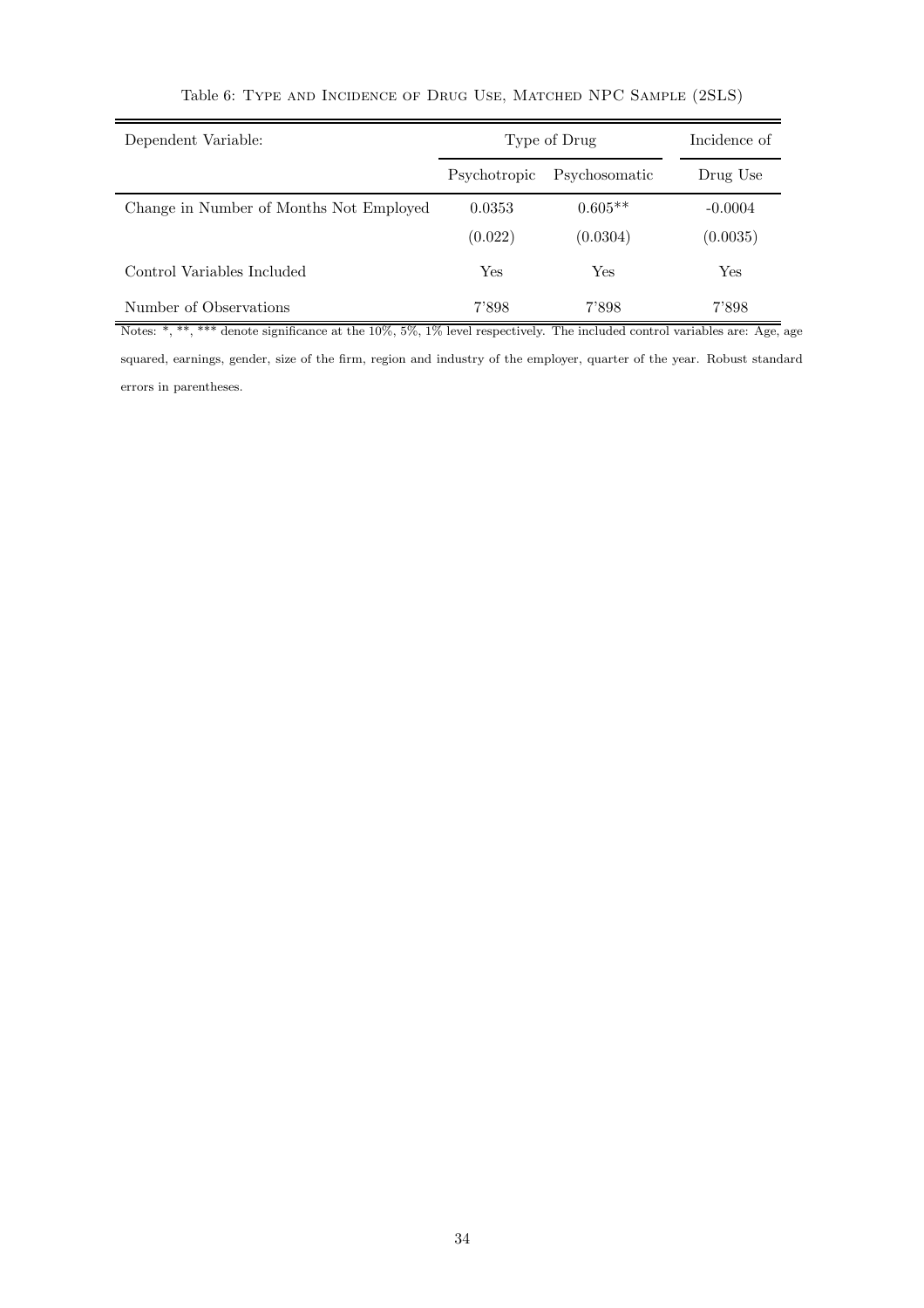Table 6: TYPE AND INCIDENCE OF DRUG USE, MATCHED NPC SAMPLE (2SLS)

| Dependent Variable: | Type of Drug | | Incidence of |
|---|---|---|---|
| | Psychotropic | Psychosomatic | Drug Use |
| Change in Number of Months Not Employed | 0.0353 | 0.605** | -0.0004 |
| | (0.022) | (0.0304) | (0.0035) |
| Control Variables Included | Yes | Yes | Yes |
| Number of Observations | 7'898 | 7'898 | 7'898 |

Notes: *, **, *** denote significance at the 10%, 5%, 1% level respectively. The included control variables are: Age, age squared, earnings, gender, size of the firm, region and industry of the employer, quarter of the year. Robust standard errors in parentheses.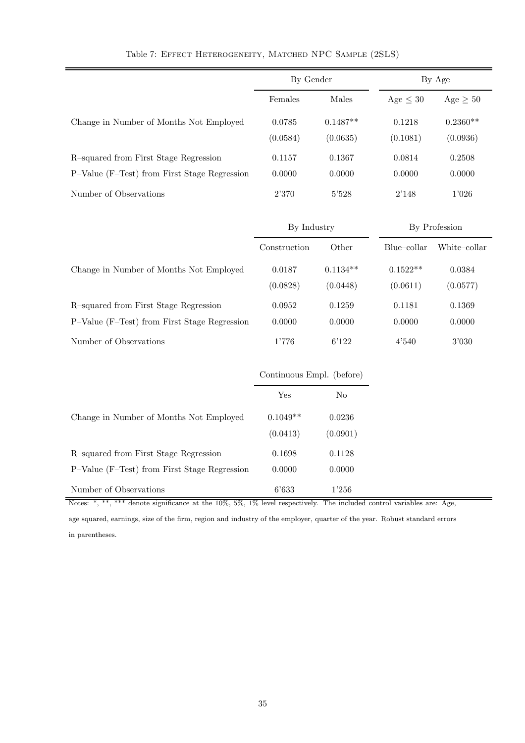Table 7: Effect Heterogeneity, Matched NPC Sample (2SLS)

| | By Gender | | By Age | |
|---|---|---|---|---|
| | Females | Males | Age $\leq 30$ | Age $\geq 50$ |
| Change in Number of Months Not Employed | 0.0785 | 0.1487** | 0.1218 | 0.2360** |
| | (0.0584) | (0.0635) | (0.1081) | (0.0936) |
| R–squared from First Stage Regression | 0.1157 | 0.1367 | 0.0814 | 0.2508 |
| P–Value (F–Test) from First Stage Regression | 0.0000 | 0.0000 | 0.0000 | 0.0000 |
| Number of Observations | 2'370 | 5'528 | 2'148 | 1'026 |

| | By Industry | | By Profession | |
|---|---|---|---|---|
| | Construction | Other | Blue–collar | White–collar |
| Change in Number of Months Not Employed | 0.0187 | 0.1134** | 0.1522** | 0.0384 |
| | (0.0828) | (0.0448) | (0.0611) | (0.0577) |
| R–squared from First Stage Regression | 0.0952 | 0.1259 | 0.1181 | 0.1369 |
| P–Value (F–Test) from First Stage Regression | 0.0000 | 0.0000 | 0.0000 | 0.0000 |
| Number of Observations | 1'776 | 6'122 | 4'540 | 3'030 |

| | Continuous Empl. (before) | |
|---|---|---|
| | Yes | No |
| Change in Number of Months Not Employed | 0.1049** | 0.0236 |
| | (0.0413) | (0.0901) |
| R–squared from First Stage Regression | 0.1698 | 0.1128 |
| P–Value (F–Test) from First Stage Regression | 0.0000 | 0.0000 |
| Number of Observations | 6'633 | 1'256 |

Notes: *, **, *** denote significance at the 10%, 5%, 1% level respectively. The included control variables are: Age, age squared, earnings, size of the firm, region and industry of the employer, quarter of the year. Robust standard errors in parentheses.